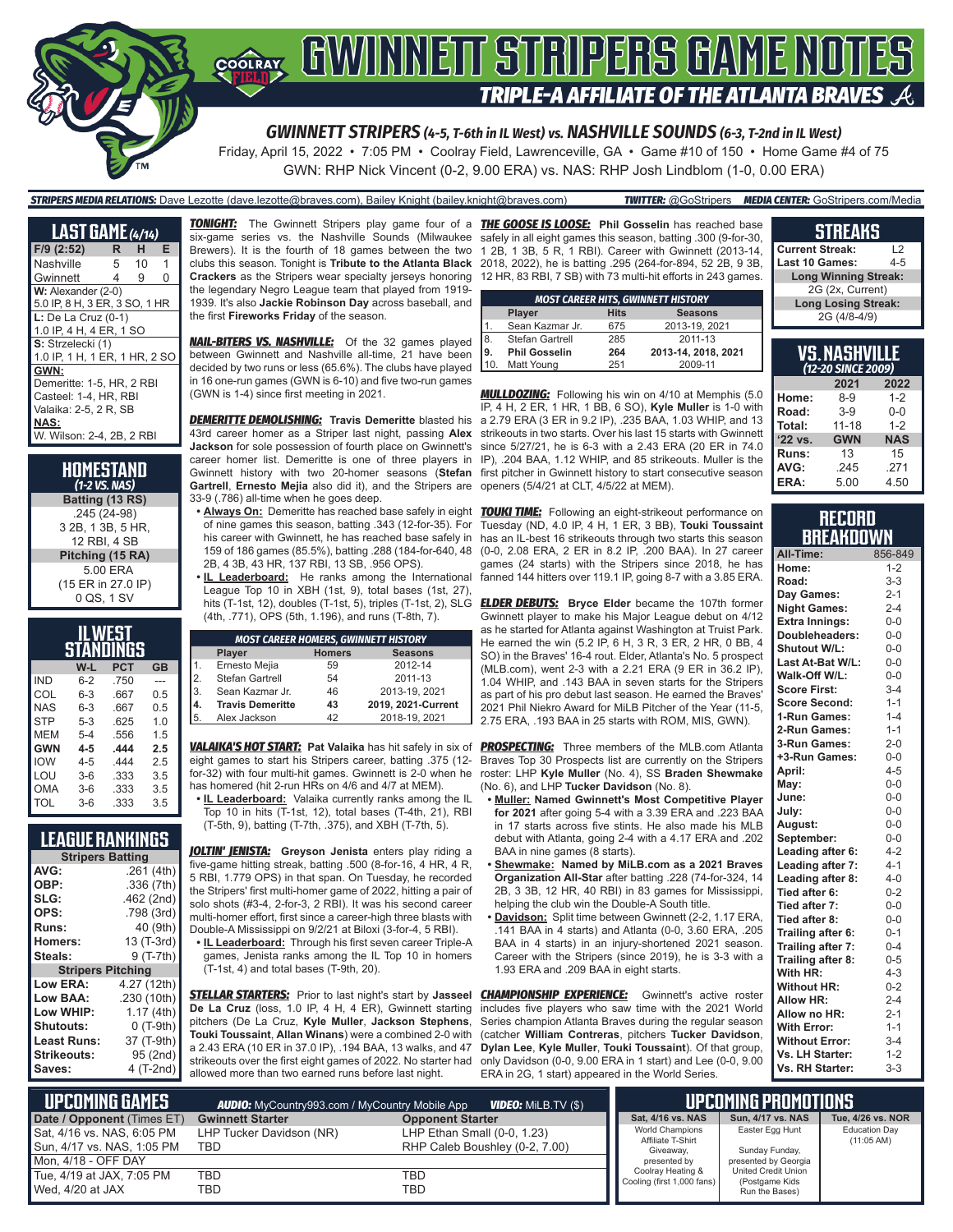# GWINNETT STRIPERS GAME NOTES

## TRIPLE-A AFFILIATE OF THE ATLANTA BRAVES

### GWINNETT STRIPERS (4-5, T-6th in IL West) vs. NASHVILLE SOUNDS (6-3, T-2nd in IL West)

Friday, April 15, 2022 • 7:05 PM • Coolray Field, Lawrenceville, GA • Game #10 of 150 • Home Game #4 of 75

GWN: RHP Nick Vincent (0-2, 9.00 ERA) vs. NAS: RHP Josh Lindblom (1-0, 0.00 ERA)

**STRIPERS MEDIA RELATIONS:** Dave Lezotte (dave.lezotte@braves.com), Bailey Knight (bailey.knight@braves.com) **TWITTER:** @GoStripers **MEDIA CENTER:** GoStripers.com/Media

## LAST GAME (4/14)

| F/9 (2:52) | R | H | E |
|---|---|---|---|
| Nashville | 5 | 10 | 1 |
| Gwinnett | 4 | 9 | 0 |

**W:** Alexander (2-0)
5.0 IP, 8 H, 3 ER, 3 SO, 1 HR

**L:** De La Cruz (0-1)
1.0 IP, 4 H, 4 ER, 1 SO

**S:** Strzelecki (1)
1.0 IP, 1 H, 1 ER, 1 HR, 2 SO

**GWN:**
Demeritte: 1-5, HR, 2 RBI
Casteel: 1-4, HR, RBI
Valaika: 2-5, 2 R, SB

**NAS:**
W. Wilson: 2-4, 2B, 2 RBI

## HOMESTAND (1-2 VS. NAS)

**Batting (13 RS)**
.245 (24-98)
3 2B, 1 3B, 5 HR,
12 RBI, 4 SB

**Pitching (15 RA)**
5.00 ERA
(15 ER in 27.0 IP)
0 QS, 1 SV

## IL WEST STANDINGS

| | W-L | PCT | GB |
|---|---|---|---|
| IND | 6-2 | .750 | --- |
| COL | 6-3 | .667 | 0.5 |
| NAS | 6-3 | .667 | 0.5 |
| STP | 5-3 | .625 | 1.0 |
| MEM | 5-4 | .556 | 1.5 |
| **GWN** | **4-5** | **.444** | **2.5** |
| IOW | 4-5 | .444 | 2.5 |
| LOU | 3-6 | .333 | 3.5 |
| OMA | 3-6 | .333 | 3.5 |
| TOL | 3-6 | .333 | 3.5 |

## LEAGUE RANKINGS

| Stripers Batting | |
|---|---|
| AVG: | .261 (4th) |
| OBP: | .336 (7th) |
| SLG: | .462 (2nd) |
| OPS: | .798 (3rd) |
| Runs: | 40 (9th) |
| Homers: | 13 (T-3rd) |
| Steals: | 9 (T-7th) |
| **Stripers Pitching** | |
| Low ERA: | 4.27 (12th) |
| Low BAA: | .230 (10th) |
| Low WHIP: | 1.17 (4th) |
| Shutouts: | 0 (T-9th) |
| Least Runs: | 37 (T-9th) |
| Strikeouts: | 95 (2nd) |
| Saves: | 4 (T-2nd) |

**TONIGHT:** The Gwinnett Stripers play game four of a six-game series vs. the Nashville Sounds (Milwaukee Brewers). It is the fourth of 18 games between the two clubs this season. Tonight is **Tribute to the Atlanta Black Crackers** as the Stripers wear specialty jerseys honoring the legendary Negro League team that played from 1919-1939. It's also **Jackie Robinson Day** across baseball, and the first **Fireworks Friday** of the season.

**NAIL-BITERS VS. NASHVILLE:** Of the 32 games played between Gwinnett and Nashville all-time, 21 have been decided by two runs or less (65.6%). The clubs have played in 16 one-run games (GWN is 6-10) and five two-run games (GWN is 1-4) since first meeting in 2021.

**DEMERITTE DEMOLISHING:** **Travis Demeritte** blasted his 43rd career homer as a Striper last night, passing **Alex Jackson** for sole possession of fourth place on Gwinnett's career homer list. Demeritte is one of three players in Gwinnett history with two 20-homer seasons (**Stefan Gartrell**, **Ernesto Mejia** also did it), and the Stripers are 33-9 (.786) all-time when he goes deep.

- **Always On:** Demeritte has reached base safely in eight of nine games this season, batting .343 (12-for-35). For his career with Gwinnett, he has reached base safely in 159 of 186 games (85.5%), batting .288 (184-for-640, 48 2B, 4 3B, 43 HR, 137 RBI, 13 SB, .956 OPS).
- **IL Leaderboard:** He ranks among the International League Top 10 in XBH (1st, 9), total bases (1st, 27), hits (T-1st, 12), doubles (T-1st, 5), triples (T-1st, 2), SLG (4th, .771), OPS (5th, 1.196), and runs (T-8th, 7).

| | MOST CAREER HOMERS, GWINNETT HISTORY | | |
|---|---|---|---|
| | Player | Homers | Seasons |
| 1. | Ernesto Mejia | 59 | 2012-14 |
| 2. | Stefan Gartrell | 54 | 2011-13 |
| 3. | Sean Kazmar Jr. | 46 | 2013-19, 2021 |
| **4.** | **Travis Demeritte** | **43** | **2019, 2021-Current** |
| 5. | Alex Jackson | 42 | 2018-19, 2021 |

**VALAIKA'S HOT START:** **Pat Valaika** has hit safely in six of eight games to start his Stripers career, batting .375 (12-for-32) with four multi-hit games. Gwinnett is 2-0 when he has homered (hit 2-run HRs on 4/6 and 4/7 at MEM).

- **IL Leaderboard:** Valaika currently ranks among the IL Top 10 in hits (T-1st, 12), total bases (T-4th, 21), RBI (T-5th, 9), batting (T-7th, .375), and XBH (T-7th, 5).

**JOLTIN' JENISTA:** **Greyson Jenista** enters play riding a five-game hitting streak, batting .500 (8-for-16, 4 HR, 4 R, 5 RBI, 1.779 OPS) in that span. On Tuesday, he recorded the Stripers' first multi-homer game of 2022, hitting a pair of solo shots (#3-4, 2-for-3, 2 RBI). It was his second career multi-homer effort, first since a career-high three blasts with Double-A Mississippi on 9/2/21 at Biloxi (3-for-4, 5 RBI).

- **IL Leaderboard:** Through his first seven career Triple-A games, Jenista ranks among the IL Top 10 in homers (T-1st, 4) and total bases (T-9th, 20).

**STELLAR STARTERS:** Prior to last night's start by **Jasseel De La Cruz** (loss, 1.0 IP, 4 H, 4 ER), Gwinnett starting pitchers (De La Cruz, **Kyle Muller**, **Jackson Stephens**, **Touki Toussaint**, **Allan Winans**) were a combined 2-0 with a 2.43 ERA (10 ER in 37.0 IP), .194 BAA, 13 walks, and 47 strikeouts over the first eight games of 2022. No starter had allowed more than two earned runs before last night.

**THE GOOSE IS LOOSE:** **Phil Gosselin** has reached base safely in all eight games this season, batting .300 (9-for-30, 1 2B, 1 3B, 5 R, 1 RBI). Career with Gwinnett (2013-14, 2018, 2022), he is batting .295 (264-for-894, 52 2B, 9 3B, 12 HR, 83 RBI, 7 SB) with 73 multi-hit efforts in 243 games.

| | MOST CAREER HITS, GWINNETT HISTORY | | |
|---|---|---|---|
| | Player | Hits | Seasons |
| 1. | Sean Kazmar Jr. | 675 | 2013-19, 2021 |
| 8. | Stefan Gartrell | 285 | 2011-13 |
| **9.** | **Phil Gosselin** | **264** | **2013-14, 2018, 2021** |
| 10. | Matt Young | 251 | 2009-11 |

**MULLDOZING:** Following his win on 4/10 at Memphis (5.0 IP, 4 H, 2 ER, 1 HR, 1 BB, 6 SO), **Kyle Muller** is 1-0 with a 2.79 ERA (3 ER in 9.2 IP), .235 BAA, 1.03 WHIP, and 13 strikeouts in two starts. Over his last 15 starts with Gwinnett since 5/27/21, he is 6-3 with a 2.43 ERA (20 ER in 74.0 IP), .204 BAA, 1.12 WHIP, and 85 strikeouts. Muller is the first pitcher in Gwinnett history to start consecutive season openers (5/4/21 at CLT, 4/5/22 at MEM).

**TOUKI TIME:** Following an eight-strikeout performance on Tuesday (ND, 4.0 IP, 4 H, 1 ER, 3 BB), **Touki Toussaint** has an IL-best 16 strikeouts through two starts this season (0-0, 2.08 ERA, 2 ER in 8.2 IP, .200 BAA). In 27 career games (24 starts) with the Stripers since 2018, he has fanned 144 hitters over 119.1 IP, going 8-7 with a 3.85 ERA.

**ELDER DEBUTS:** **Bryce Elder** became the 107th former Gwinnett player to make his Major League debut on 4/12 as he started for Atlanta against Washington at Truist Park. He earned the win (5.2 IP, 6 H, 3 R, 3 ER, 2 HR, 0 BB, 4 SO) in the Braves' 16-4 rout. Elder, Atlanta's No. 5 prospect (MLB.com), went 2-3 with a 2.21 ERA (9 ER in 36.2 IP), 1.04 WHIP, and .143 BAA in seven starts for the Stripers as part of his pro debut last season. He earned the Braves' 2021 Phil Niekro Award for MiLB Pitcher of the Year (11-5, 2.75 ERA, .193 BAA in 25 starts with ROM, MIS, GWN).

**PROSPECTING:** Three members of the MLB.com Atlanta Braves Top 30 Prospects list are currently on the Stripers roster: LHP **Kyle Muller** (No. 4), SS **Braden Shewmake** (No. 6), and LHP **Tucker Davidson** (No. 8).

- **Muller:** Named Gwinnett's Most Competitive Player for 2021 after going 5-4 with a 3.39 ERA and .223 BAA in 17 starts across five stints. He also made his MLB debut with Atlanta, going 2-4 with a 4.17 ERA and .202 BAA in nine games (8 starts).
- **Shewmake:** Named by MiLB.com as a 2021 Braves Organization All-Star after batting .228 (74-for-324, 14 2B, 3 3B, 12 HR, 40 RBI) in 83 games for Mississippi, helping the club win the Double-A South title.
- **Davidson:** Split time between Gwinnett (2-2, 1.17 ERA, .141 BAA in 4 starts) and Atlanta (0-0, 3.60 ERA, .205 BAA in 4 starts) in an injury-shortened 2021 season. Career with the Stripers (since 2019), he is 3-3 with a 1.93 ERA and .209 BAA in eight starts.

**CHAMPIONSHIP EXPERIENCE:** Gwinnett's active roster includes five players who saw time with the 2021 World Series champion Atlanta Braves during the regular season (catcher **William Contreras**, pitchers **Tucker Davidson**, **Dylan Lee**, **Kyle Muller**, **Touki Toussaint**). Of that group, only Davidson (0-0, 9.00 ERA in 1 start) and Lee (0-0, 9.00 ERA in 2G, 1 start) appeared in the World Series.

## STREAKS

| | |
|---|---|
| Current Streak: | L2 |
| Last 10 Games: | 4-5 |
| **Long Winning Streak:** | |
| 2G (2x, Current) | |
| **Long Losing Streak:** | |
| 2G (4/8-4/9) | |

## VS. NASHVILLE (12-20 SINCE 2009)

| | 2021 | 2022 |
|---|---|---|
| Home: | 8-9 | 1-2 |
| Road: | 3-9 | 0-0 |
| Total: | 11-18 | 1-2 |
| '22 vs. | GWN | NAS |
| Runs: | 13 | 15 |
| AVG: | .245 | .271 |
| ERA: | 5.00 | 4.50 |

## RECORD BREAKDOWN

| | |
|---|---|
| All-Time: | 856-849 |
| Home: | 1-2 |
| Road: | 3-3 |
| Day Games: | 2-1 |
| Night Games: | 2-4 |
| Extra Innings: | 0-0 |
| Doubleheaders: | 0-0 |
| Shutout W/L: | 0-0 |
| Last At-Bat W/L: | 0-0 |
| Walk-Off W/L: | 0-0 |
| Score First: | 3-4 |
| Score Second: | 1-1 |
| 1-Run Games: | 1-4 |
| 2-Run Games: | 1-1 |
| 3-Run Games: | 2-0 |
| +3-Run Games: | 0-0 |
| April: | 4-5 |
| May: | 0-0 |
| June: | 0-0 |
| July: | 0-0 |
| August: | 0-0 |
| September: | 0-0 |
| Leading after 6: | 4-2 |
| Leading after 7: | 4-1 |
| Leading after 8: | 4-0 |
| Tied after 6: | 0-2 |
| Tied after 7: | 0-0 |
| Tied after 8: | 0-0 |
| Trailing after 6: | 0-1 |
| Trailing after 7: | 0-4 |
| Trailing after 8: | 0-5 |
| With HR: | 4-3 |
| Without HR: | 0-2 |
| Allow HR: | 2-4 |
| Allow no HR: | 2-1 |
| With Error: | 1-1 |
| Without Error: | 3-4 |
| Vs. LH Starter: | 1-2 |
| Vs. RH Starter: | 3-3 |

## UPCOMING GAMES

**AUDIO:** MyCountry993.com / MyCountry Mobile App **VIDEO:** MiLB.TV ($)

| Date / Opponent (Times ET) | Gwinnett Starter | Opponent Starter |
|---|---|---|
| Sat, 4/16 vs. NAS, 6:05 PM | LHP Tucker Davidson (NR) | LHP Ethan Small (0-0, 1.23) |
| Sun, 4/17 vs. NAS, 1:05 PM | TBD | RHP Caleb Boushley (0-2, 7.00) |
| Mon, 4/18 - OFF DAY | | |
| Tue, 4/19 at JAX, 7:05 PM | TBD | TBD |
| Wed, 4/20 at JAX | TBD | TBD |

## UPCOMING PROMOTIONS

| Sat, 4/16 vs. NAS | Sun, 4/17 vs. NAS | Tue, 4/26 vs. NOR |
|---|---|---|
| World Champions Affiliate T-Shirt Giveaway, presented by Coolray Heating & Cooling (first 1,000 fans) | Easter Egg Hunt<br><br>Sunday Funday, presented by Georgia United Credit Union (Postgame Kids Run the Bases) | Education Day (11:05 AM) |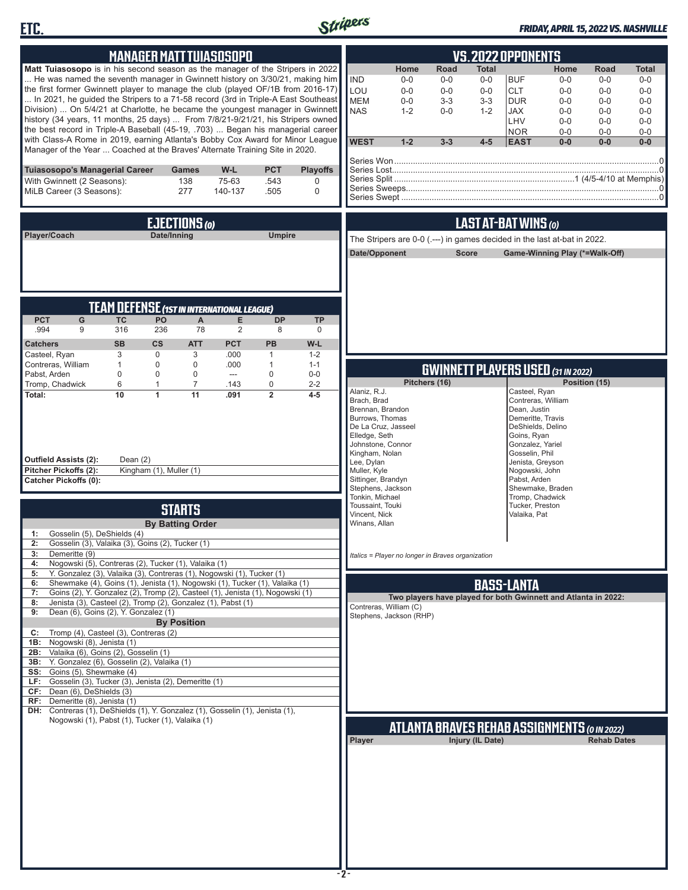## MANAGER MATT TUIASOSOPO

**Matt Tuiasosopo** is in his second season as the manager of the Stripers in 2022 ... He was named the seventh manager in Gwinnett history on 3/30/21, making him the first former Gwinnett player to manage the club (played OF/1B from 2016-17) ... In 2021, he guided the Stripers to a 71-58 record (3rd in Triple-A East Southeast Division) ... On 5/4/21 at Charlotte, he became the youngest manager in Gwinnett history (34 years, 11 months, 25 days) ... From 7/8/21-9/21/21, his Stripers owned the best record in Triple-A Baseball (45-19, .703) ... Began his managerial career with Class-A Rome in 2019, earning Atlanta's Bobby Cox Award for Minor League Manager of the Year ... Coached at the Braves' Alternate Training Site in 2020.

| Tuiasosopo's Managerial Career | Games | W-L | PCT | Playoffs |
|---|---|---|---|---|
| With Gwinnett (2 Seasons): | 138 | 75-63 | .543 | 0 |
| MiLB Career (3 Seasons): | 277 | 140-137 | .505 | 0 |

## EJECTIONS (0)

| Player/Coach | Date/Inning | Umpire |
|---|---|---|

## TEAM DEFENSE (1ST IN INTERNATIONAL LEAGUE)

| PCT | G | TC | PO | A | E | DP | TP |
|---|---|---|---|---|---|---|---|
| .994 | 9 | 316 | 236 | 78 | 2 | 8 | 0 |

| Catchers | SB | CS | ATT | PCT | PB | W-L |
|---|---|---|---|---|---|---|
| Casteel, Ryan | 3 | 0 | 3 | .000 | 1 | 1-2 |
| Contreras, William | 1 | 0 | 0 | .000 | 1 | 1-1 |
| Pabst, Arden | 0 | 0 | 0 | --- | 0 | 0-0 |
| Tromp, Chadwick | 6 | 1 | 7 | .143 | 0 | 2-2 |
| **Total:** | **10** | **1** | **11** | **.091** | **2** | **4-5** |

**Outfield Assists (2):** Dean (2)
**Pitcher Pickoffs (2):** Kingham (1), Muller (1)
**Catcher Pickoffs (0):**

## STARTS

### By Batting Order

| | |
|---|---|
| 1: | Gosselin (5), DeShields (4) |
| 2: | Gosselin (3), Valaika (3), Goins (2), Tucker (1) |
| 3: | Demeritte (9) |
| 4: | Nogowski (5), Contreras (2), Tucker (1), Valaika (1) |
| 5: | Y. Gonzalez (3), Valaika (3), Contreras (1), Nogowski (1), Tucker (1) |
| 6: | Shewmake (4), Goins (1), Jenista (1), Nogowski (1), Tucker (1), Valaika (1) |
| 7: | Goins (2), Y. Gonzalez (2), Tromp (2), Casteel (1), Jenista (1), Nogowski (1) |
| 8: | Jenista (3), Casteel (2), Tromp (2), Gonzalez (1), Pabst (1) |
| 9: | Dean (6), Goins (2), Y. Gonzalez (1) |

### By Position

| | |
|---|---|
| C: | Tromp (4), Casteel (3), Contreras (2) |
| 1B: | Nogowski (8), Jenista (1) |
| 2B: | Valaika (6), Goins (2), Gosselin (1) |
| 3B: | Y. Gonzalez (6), Gosselin (2), Valaika (1) |
| SS: | Goins (5), Shewmake (4) |
| LF: | Gosselin (3), Tucker (3), Jenista (2), Demeritte (1) |
| CF: | Dean (6), DeShields (3) |
| RF: | Demeritte (8), Jenista (1) |
| DH: | Contreras (1), DeShields (1), Y. Gonzalez (1), Gosselin (1), Jenista (1), Nogowski (1), Pabst (1), Tucker (1), Valaika (1) |

## VS. 2022 OPPONENTS

| | Home | Road | Total | | Home | Road | Total |
|---|---|---|---|---|---|---|---|
| IND | 0-0 | 0-0 | 0-0 | BUF | 0-0 | 0-0 | 0-0 |
| LOU | 0-0 | 0-0 | 0-0 | CLT | 0-0 | 0-0 | 0-0 |
| MEM | 0-0 | 3-3 | 3-3 | DUR | 0-0 | 0-0 | 0-0 |
| NAS | 1-2 | 0-0 | 1-2 | JAX | 0-0 | 0-0 | 0-0 |
| | | | | LHV | 0-0 | 0-0 | 0-0 |
| | | | | NOR | 0-0 | 0-0 | 0-0 |
| **WEST** | **1-2** | **3-3** | **4-5** | **EAST** | **0-0** | **0-0** | **0-0** |

Series Won....0
Series Lost....0
Series Split....1 (4/5-4/10 at Memphis)
Series Sweeps....0
Series Swept....0

## LAST AT-BAT WINS (0)

The Stripers are 0-0 (.---) in games decided in the last at-bat in 2022.

| Date/Opponent | Score | Game-Winning Play (*=Walk-Off) |
|---|---|---|

## GWINNETT PLAYERS USED (31 IN 2022)

| Pitchers (16) | Position (15) |
|---|---|
| Alaniz, R.J. | Casteel, Ryan |
| Brach, Brad | Contreras, William |
| Brennan, Brandon | Dean, Justin |
| Burrows, Thomas | Demeritte, Travis |
| De La Cruz, Jasseel | DeShields, Delino |
| Elledge, Seth | Goins, Ryan |
| Johnstone, Connor | Gonzalez, Yariel |
| Kingham, Nolan | Gosselin, Phil |
| Lee, Dylan | Jenista, Greyson |
| Muller, Kyle | Nogowski, John |
| Sittinger, Brandyn | Pabst, Arden |
| Stephens, Jackson | Shewmake, Braden |
| Tonkin, Michael | Tromp, Chadwick |
| Toussaint, Touki | Tucker, Preston |
| Vincent, Nick | Valaika, Pat |
| Winans, Allan | |

*Italics = Player no longer in Braves organization*

## BASS-LANTA

**Two players have played for both Gwinnett and Atlanta in 2022:**

Contreras, William (C)
Stephens, Jackson (RHP)

## ATLANTA BRAVES REHAB ASSIGNMENTS (0 IN 2022)

| Player | Injury (IL Date) | Rehab Dates |
|---|---|---|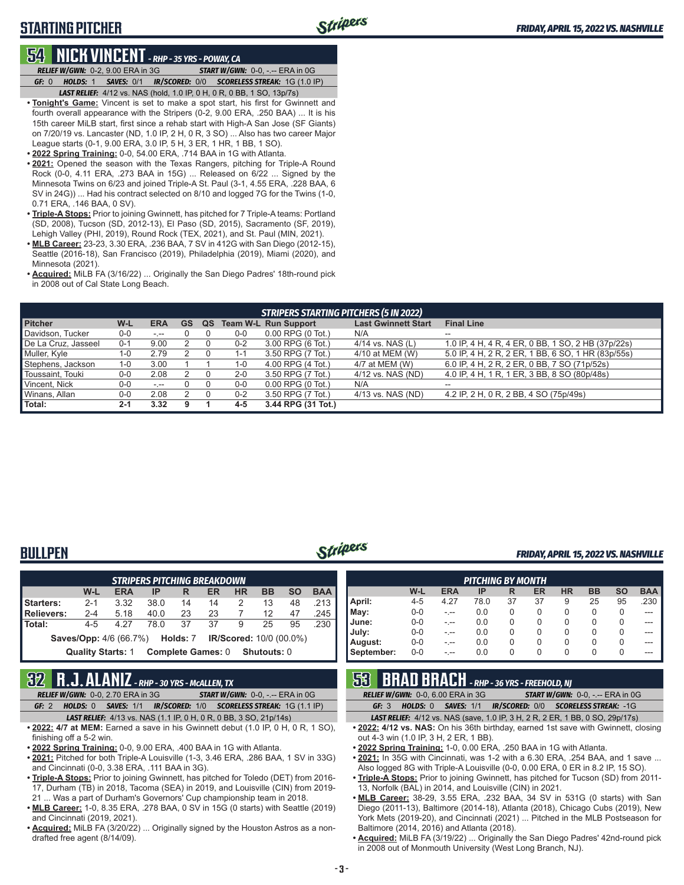## STARTING PITCHER

FRIDAY, APRIL 15, 2022 VS. NASHVILLE

### 54 NICK VINCENT - RHP - 35 YRS - POWAY, CA

*RELIEF W/GWN:* 0-2, 9.00 ERA in 3G   *START W/GWN:* 0-0, -.-- ERA in 0G

*GF:* 0   *HOLDS:* 1   *SAVES:* 0/1   *IR/SCORED:* 0/0   *SCORELESS STREAK:* 1G (1.0 IP)

*LAST RELIEF:* 4/12 vs. NAS (hold, 1.0 IP, 0 H, 0 R, 0 BB, 1 SO, 13p/7s)

- **Tonight's Game:** Vincent is set to make a spot start, his first for Gwinnett and fourth overall appearance with the Stripers (0-2, 9.00 ERA, .250 BAA) ... It is his 15th career MiLB start, first since a rehab start with High-A San Jose (SF Giants) on 7/20/19 vs. Lancaster (ND, 1.0 IP, 2 H, 0 R, 3 SO) ... Also has two career Major League starts (0-1, 9.00 ERA, 3.0 IP, 5 H, 3 ER, 1 HR, 1 BB, 1 SO).
- **2022 Spring Training:** 0-0, 54.00 ERA, .714 BAA in 1G with Atlanta.
- **2021:** Opened the season with the Texas Rangers, pitching for Triple-A Round Rock (0-0, 4.11 ERA, .273 BAA in 15G) ... Released on 6/22 ... Signed by the Minnesota Twins on 6/23 and joined Triple-A St. Paul (3-1, 4.55 ERA, .228 BAA, 6 SV in 24G)) ... Had his contract selected on 8/10 and logged 7G for the Twins (1-0, 0.71 ERA, .146 BAA, 0 SV).
- **Triple-A Stops:** Prior to joining Gwinnett, has pitched for 7 Triple-A teams: Portland (SD, 2008), Tucson (SD, 2012-13), El Paso (SD, 2015), Sacramento (SF, 2019), Lehigh Valley (PHI, 2019), Round Rock (TEX, 2021), and St. Paul (MIN, 2021).
- **MLB Career:** 23-23, 3.30 ERA, .236 BAA, 7 SV in 412G with San Diego (2012-15), Seattle (2016-18), San Francisco (2019), Philadelphia (2019), Miami (2020), and Minnesota (2021).
- **Acquired:** MiLB FA (3/16/22) ... Originally the San Diego Padres' 18th-round pick in 2008 out of Cal State Long Beach.

| STRIPERS STARTING PITCHERS (5 IN 2022) | | | | | | | | |
|---|---|---|---|---|---|---|---|---|
| Pitcher | W-L | ERA | GS | QS | Team W-L | Run Support | Last Gwinnett Start | Final Line |
| Davidson, Tucker | 0-0 | -.-- | 0 | 0 | 0-0 | 0.00 RPG (0 Tot.) | N/A | -- |
| De La Cruz, Jasseel | 0-1 | 9.00 | 2 | 0 | 0-2 | 3.00 RPG (6 Tot.) | 4/14 vs. NAS (L) | 1.0 IP, 4 H, 4 R, 4 ER, 0 BB, 1 SO, 2 HB (37p/22s) |
| Muller, Kyle | 1-0 | 2.79 | 2 | 0 | 1-1 | 3.50 RPG (7 Tot.) | 4/10 at MEM (W) | 5.0 IP, 4 H, 2 R, 2 ER, 1 BB, 6 SO, 1 HR (83p/55s) |
| Stephens, Jackson | 1-0 | 3.00 | 1 | 1 | 1-0 | 4.00 RPG (4 Tot.) | 4/7 at MEM (W) | 6.0 IP, 4 H, 2 R, 2 ER, 0 BB, 7 SO (71p/52s) |
| Toussaint, Touki | 0-0 | 2.08 | 2 | 0 | 2-0 | 3.50 RPG (7 Tot.) | 4/12 vs. NAS (ND) | 4.0 IP, 4 H, 1 R, 1 ER, 3 BB, 8 SO (80p/48s) |
| Vincent, Nick | 0-0 | -.-- | 0 | 0 | 0-0 | 0.00 RPG (0 Tot.) | N/A | -- |
| Winans, Allan | 0-0 | 2.08 | 2 | 0 | 0-2 | 3.50 RPG (7 Tot.) | 4/13 vs. NAS (ND) | 4.2 IP, 2 H, 0 R, 2 BB, 4 SO (75p/49s) |
| **Total:** | **2-1** | **3.32** | **9** | **1** | **4-5** | **3.44 RPG (31 Tot.)** | | |

## BULLPEN

FRIDAY, APRIL 15, 2022 VS. NASHVILLE

| STRIPERS PITCHING BREAKDOWN | | | | | | | | | |
|---|---|---|---|---|---|---|---|---|---|
| | W-L | ERA | IP | R | ER | HR | BB | SO | BAA |
| **Starters:** | 2-1 | 3.32 | 38.0 | 14 | 14 | 2 | 13 | 48 | .213 |
| **Relievers:** | 2-4 | 5.18 | 40.0 | 23 | 23 | 7 | 12 | 47 | .245 |
| **Total:** | 4-5 | 4.27 | 78.0 | 37 | 37 | 9 | 25 | 95 | .230 |

**Saves/Opp:** 4/6 (66.7%)   **Holds:** 7   **IR/Scored:** 10/0 (00.0%)

**Quality Starts:** 1   **Complete Games:** 0   **Shutouts:** 0

| PITCHING BY MONTH | | | | | | | | | |
|---|---|---|---|---|---|---|---|---|---|
| | W-L | ERA | IP | R | ER | HR | BB | SO | BAA |
| **April:** | 4-5 | 4.27 | 78.0 | 37 | 37 | 9 | 25 | 95 | .230 |
| **May:** | 0-0 | -.-- | 0.0 | 0 | 0 | 0 | 0 | 0 | --- |
| **June:** | 0-0 | -.-- | 0.0 | 0 | 0 | 0 | 0 | 0 | --- |
| **July:** | 0-0 | -.-- | 0.0 | 0 | 0 | 0 | 0 | 0 | --- |
| **August:** | 0-0 | -.-- | 0.0 | 0 | 0 | 0 | 0 | 0 | --- |
| **September:** | 0-0 | -.-- | 0.0 | 0 | 0 | 0 | 0 | 0 | --- |

### 32 R.J. ALANIZ - RHP - 30 YRS - McALLEN, TX

*RELIEF W/GWN:* 0-0, 2.70 ERA in 3G   *START W/GWN:* 0-0, -.-- ERA in 0G

*GF:* 2   *HOLDS:* 0   *SAVES:* 1/1   *IR/SCORED:* 1/0   *SCORELESS STREAK:* 1G (1.1 IP)

*LAST RELIEF:* 4/13 vs. NAS (1.1 IP, 0 H, 0 R, 0 BB, 3 SO, 21p/14s)

- **2022: 4/7 at MEM:** Earned a save in his Gwinnett debut (1.0 IP, 0 H, 0 R, 1 SO), finishing off a 5-2 win.
- **2022 Spring Training:** 0-0, 9.00 ERA, .400 BAA in 1G with Atlanta.
- **2021:** Pitched for both Triple-A Louisville (1-3, 3.46 ERA, .286 BAA, 1 SV in 33G) and Cincinnati (0-0, 3.38 ERA, .111 BAA in 3G).
- **Triple-A Stops:** Prior to joining Gwinnett, has pitched for Toledo (DET) from 2016-17, Durham (TB) in 2018, Tacoma (SEA) in 2019, and Louisville (CIN) from 2019-21 ... Was a part of Durham's Governors' Cup championship team in 2018.
- **MLB Career:** 1-0, 8.35 ERA, .278 BAA, 0 SV in 15G (0 starts) with Seattle (2019) and Cincinnati (2019, 2021).
- **Acquired:** MiLB FA (3/20/22) ... Originally signed by the Houston Astros as a non-drafted free agent (8/14/09).

### 53 BRAD BRACH - RHP - 36 YRS - FREEHOLD, NJ

*RELIEF W/GWN:* 0-0, 6.00 ERA in 3G   *START W/GWN:* 0-0, -.-- ERA in 0G

*GF:* 3   *HOLDS:* 0   *SAVES:* 1/1   *IR/SCORED:* 0/0   *SCORELESS STREAK:* -1G

*LAST RELIEF:* 4/12 vs. NAS (save, 1.0 IP, 3 H, 2 R, 2 ER, 1 BB, 0 SO, 29p/17s)

- **2022: 4/12 vs. NAS:** On his 36th birthday, earned 1st save with Gwinnett, closing out 4-3 win (1.0 IP, 3 H, 2 ER, 1 BB).
- **2022 Spring Training:** 1-0, 0.00 ERA, .250 BAA in 1G with Atlanta.
- **2021:** In 35G with Cincinnati, was 1-2 with a 6.30 ERA, .254 BAA, and 1 save ... Also logged 8G with Triple-A Louisville (0-0, 0.00 ERA, 0 ER in 8.2 IP, 15 SO).
- **Triple-A Stops:** Prior to joining Gwinnett, has pitched for Tucson (SD) from 2011-13, Norfolk (BAL) in 2014, and Louisville (CIN) in 2021.
- **MLB Career:** 38-29, 3.55 ERA, .232 BAA, 34 SV in 531G (0 starts) with San Diego (2011-13), Baltimore (2014-18), Atlanta (2018), Chicago Cubs (2019), New York Mets (2019-20), and Cincinnati (2021) ... Pitched in the MLB Postseason for Baltimore (2014, 2016) and Atlanta (2018).
- **Acquired:** MiLB FA (3/19/22) ... Originally the San Diego Padres' 42nd-round pick in 2008 out of Monmouth University (West Long Branch, NJ).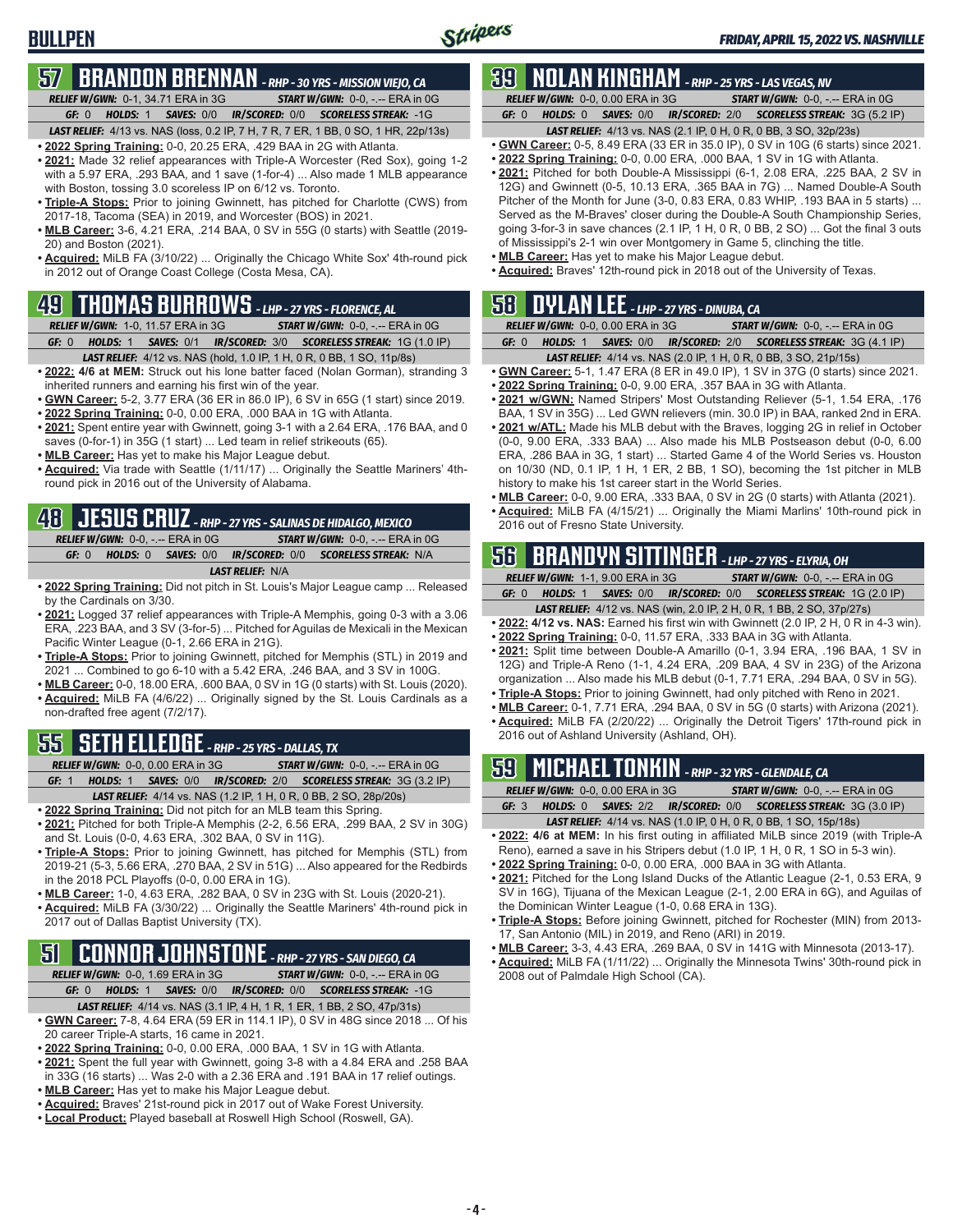# BULLPEN

*FRIDAY, APRIL 15, 2022 VS. NASHVILLE*

## 57 BRANDON BRENNAN - *RHP - 30 YRS - MISSION VIEJO, CA*

*RELIEF W/GWN:* 0-1, 34.71 ERA in 3G | *START W/GWN:* 0-0, -.-- ERA in 0G

*GF:* 0 | *HOLDS:* 1 | *SAVES:* 0/0 | *IR/SCORED:* 0/0 | *SCORELESS STREAK:* -1G

*LAST RELIEF:* 4/13 vs. NAS (loss, 0.2 IP, 7 H, 7 R, 7 ER, 1 BB, 0 SO, 1 HR, 22p/13s)

- **2022 Spring Training:** 0-0, 20.25 ERA, .429 BAA in 2G with Atlanta.
- **2021:** Made 32 relief appearances with Triple-A Worcester (Red Sox), going 1-2 with a 5.97 ERA, .293 BAA, and 1 save (1-for-4) ... Also made 1 MLB appearance with Boston, tossing 3.0 scoreless IP on 6/12 vs. Toronto.
- **Triple-A Stops:** Prior to joining Gwinnett, has pitched for Charlotte (CWS) from 2017-18, Tacoma (SEA) in 2019, and Worcester (BOS) in 2021.
- **MLB Career:** 3-6, 4.21 ERA, .214 BAA, 0 SV in 55G (0 starts) with Seattle (2019-20) and Boston (2021).
- **Acquired:** MiLB FA (3/10/22) ... Originally the Chicago White Sox' 4th-round pick in 2012 out of Orange Coast College (Costa Mesa, CA).

## 49 THOMAS BURROWS - *LHP - 27 YRS - FLORENCE, AL*

*RELIEF W/GWN:* 1-0, 11.57 ERA in 3G | *START W/GWN:* 0-0, -.-- ERA in 0G

*GF:* 0 | *HOLDS:* 1 | *SAVES:* 0/1 | *IR/SCORED:* 3/0 | *SCORELESS STREAK:* 1G (1.0 IP)

*LAST RELIEF:* 4/12 vs. NAS (hold, 1.0 IP, 1 H, 0 R, 0 BB, 1 SO, 11p/8s)

- **2022: 4/6 at MEM:** Struck out his lone batter faced (Nolan Gorman), stranding 3 inherited runners and earning his first win of the year.
- **GWN Career:** 5-2, 3.77 ERA (36 ER in 86.0 IP), 6 SV in 65G (1 start) since 2019.
- **2022 Spring Training:** 0-0, 0.00 ERA, .000 BAA in 1G with Atlanta.
- **2021:** Spent entire year with Gwinnett, going 3-1 with a 2.64 ERA, .176 BAA, and 0 saves (0-for-1) in 35G (1 start) ... Led team in relief strikeouts (65).
- **MLB Career:** Has yet to make his Major League debut.
- **Acquired:** Via trade with Seattle (1/11/17) ... Originally the Seattle Mariners' 4th-round pick in 2016 out of the University of Alabama.

## 48 JESUS CRUZ - *RHP - 27 YRS - SALINAS DE HIDALGO, MEXICO*

*RELIEF W/GWN:* 0-0, -.-- ERA in 0G | *START W/GWN:* 0-0, -.-- ERA in 0G

*GF:* 0 | *HOLDS:* 0 | *SAVES:* 0/0 | *IR/SCORED:* 0/0 | *SCORELESS STREAK:* N/A

*LAST RELIEF:* N/A

- **2022 Spring Training:** Did not pitch in St. Louis's Major League camp ... Released by the Cardinals on 3/30.
- **2021:** Logged 37 relief appearances with Triple-A Memphis, going 0-3 with a 3.06 ERA, .223 BAA, and 3 SV (3-for-5) ... Pitched for Aguilas de Mexicali in the Mexican Pacific Winter League (0-1, 2.66 ERA in 21G).
- **Triple-A Stops:** Prior to joining Gwinnett, pitched for Memphis (STL) in 2019 and 2021 ... Combined to go 6-10 with a 5.42 ERA, .246 BAA, and 3 SV in 100G.
- **MLB Career:** 0-0, 18.00 ERA, .600 BAA, 0 SV in 1G (0 starts) with St. Louis (2020).
- **Acquired:** MiLB FA (4/6/22) ... Originally signed by the St. Louis Cardinals as a non-drafted free agent (7/2/17).

## 55 SETH ELLEDGE - *RHP - 25 YRS - DALLAS, TX*

*RELIEF W/GWN:* 0-0, 0.00 ERA in 3G | *START W/GWN:* 0-0, -.-- ERA in 0G

*GF:* 1 | *HOLDS:* 1 | *SAVES:* 0/0 | *IR/SCORED:* 2/0 | *SCORELESS STREAK:* 3G (3.2 IP)

*LAST RELIEF:* 4/14 vs. NAS (1.2 IP, 1 H, 0 R, 0 BB, 2 SO, 28p/20s)

- **2022 Spring Training:** Did not pitch for an MLB team this Spring.
- **2021:** Pitched for both Triple-A Memphis (2-2, 6.56 ERA, .299 BAA, 2 SV in 30G) and St. Louis (0-0, 4.63 ERA, .302 BAA, 0 SV in 11G).
- **Triple-A Stops:** Prior to joining Gwinnett, has pitched for Memphis (STL) from 2019-21 (5-3, 5.66 ERA, .270 BAA, 2 SV in 51G) ... Also appeared for the Redbirds in the 2018 PCL Playoffs (0-0, 0.00 ERA in 1G).
- **MLB Career:** 1-0, 4.63 ERA, .282 BAA, 0 SV with 23G with St. Louis (2020-21).
- **Acquired:** MiLB FA (3/30/22) ... Originally the Seattle Mariners' 4th-round pick in 2017 out of Dallas Baptist University (TX).

## 51 CONNOR JOHNSTONE - *RHP - 27 YRS - SAN DIEGO, CA*

*RELIEF W/GWN:* 0-0, 1.69 ERA in 3G | *START W/GWN:* 0-0, -.-- ERA in 0G

*GF:* 0 | *HOLDS:* 1 | *SAVES:* 0/0 | *IR/SCORED:* 0/0 | *SCORELESS STREAK:* -1G

*LAST RELIEF:* 4/14 vs. NAS (3.1 IP, 4 H, 1 R, 1 ER, 1 BB, 2 SO, 47p/31s)

- **GWN Career:** 7-8, 4.64 ERA (59 ER in 114.1 IP), 0 SV in 48G since 2018 ... Of his 20 career Triple-A starts, 16 came in 2021.
- **2022 Spring Training:** 0-0, 0.00 ERA, .000 BAA, 1 SV in 1G with Atlanta.
- **2021:** Spent the full year with Gwinnett, going 3-8 with a 4.84 ERA and .258 BAA in 33G (16 starts) ... Was 2-0 with a 2.36 ERA and .191 BAA in 17 relief outings.
- **MLB Career:** Has yet to make his Major League debut.
- **Acquired:** Braves' 21st-round pick in 2017 out of Wake Forest University.
- **Local Product:** Played baseball at Roswell High School (Roswell, GA).

## 39 NOLAN KINGHAM - *RHP - 25 YRS - LAS VEGAS, NV*

*RELIEF W/GWN:* 0-0, 0.00 ERA in 3G | *START W/GWN:* 0-0, -.-- ERA in 0G

*GF:* 0 | *HOLDS:* 0 | *SAVES:* 0/0 | *IR/SCORED:* 2/0 | *SCORELESS STREAK:* 3G (5.2 IP)

*LAST RELIEF:* 4/13 vs. NAS (2.1 IP, 0 H, 0 R, 0 BB, 3 SO, 32p/23s)

- **GWN Career:** 0-5, 8.49 ERA (33 ER in 35.0 IP), 0 SV in 10G (6 starts) since 2021.
- **2022 Spring Training:** 0-0, 0.00 ERA, .000 BAA, 1 SV in 1G with Atlanta.
- **2021:** Pitched for both Double-A Mississippi (6-1, 2.08 ERA, .225 BAA, 2 SV in 12G) and Gwinnett (0-5, 10.13 ERA, .365 BAA in 7G) ... Named Double-A South Pitcher of the Month for June (3-0, 0.83 ERA, 0.83 WHIP, .193 BAA in 5 starts) ... Served as the M-Braves' closer during the Double-A South Championship Series, going 3-for-3 in save chances (2.1 IP, 1 H, 0 R, 0 BB, 2 SO) ... Got the final 3 outs of Mississippi's 2-1 win over Montgomery in Game 5, clinching the title.
- **MLB Career:** Has yet to make his Major League debut.
- **Acquired:** Braves' 12th-round pick in 2018 out of the University of Texas.

## 58 DYLAN LEE - *LHP - 27 YRS - DINUBA, CA*

*RELIEF W/GWN:* 0-0, 0.00 ERA in 3G | *START W/GWN:* 0-0, -.-- ERA in 0G

*GF:* 0 | *HOLDS:* 1 | *SAVES:* 0/0 | *IR/SCORED:* 2/0 | *SCORELESS STREAK:* 3G (4.1 IP)

*LAST RELIEF:* 4/14 vs. NAS (2.0 IP, 1 H, 0 R, 0 BB, 3 SO, 21p/15s)

- **GWN Career:** 5-1, 1.47 ERA (8 ER in 49.0 IP), 1 SV in 37G (0 starts) since 2021.
- **2022 Spring Training:** 0-0, 9.00 ERA, .357 BAA in 3G with Atlanta.
- **2021 w/GWN:** Named Stripers' Most Outstanding Reliever (5-1, 1.54 ERA, .176 BAA, 1 SV in 35G) ... Led GWN relievers (min. 30.0 IP) in BAA, ranked 2nd in ERA.
- **2021 w/ATL:** Made his MLB debut with the Braves, logging 2G in relief in October (0-0, 9.00 ERA, .333 BAA) ... Also made his MLB Postseason debut (0-0, 6.00 ERA, .286 BAA in 3G, 1 start) ... Started Game 4 of the World Series vs. Houston on 10/30 (ND, 0.1 IP, 1 H, 1 ER, 2 BB, 1 SO), becoming the 1st pitcher in MLB history to make his 1st career start in the World Series.
- **MLB Career:** 0-0, 9.00 ERA, .333 BAA, 0 SV in 2G (0 starts) with Atlanta (2021).
- **Acquired:** MiLB FA (4/15/21) ... Originally the Miami Marlins' 10th-round pick in 2016 out of Fresno State University.

## 56 BRANDYN SITTINGER - *LHP - 27 YRS - ELYRIA, OH*

*RELIEF W/GWN:* 1-1, 9.00 ERA in 3G | *START W/GWN:* 0-0, -.-- ERA in 0G

*GF:* 0 | *HOLDS:* 1 | *SAVES:* 0/0 | *IR/SCORED:* 0/0 | *SCORELESS STREAK:* 1G (2.0 IP)

*LAST RELIEF:* 4/12 vs. NAS (win, 2.0 IP, 2 H, 0 R, 1 BB, 2 SO, 37p/27s)

- **2022: 4/12 vs. NAS:** Earned his first win with Gwinnett (2.0 IP, 2 H, 0 R in 4-3 win).
- **2022 Spring Training:** 0-0, 11.57 ERA, .333 BAA in 3G with Atlanta.
- **2021:** Split time between Double-A Amarillo (0-1, 3.94 ERA, .196 BAA, 1 SV in 12G) and Triple-A Reno (1-1, 4.24 ERA, .209 BAA, 4 SV in 23G) of the Arizona organization ... Also made his MLB debut (0-1, 7.71 ERA, .294 BAA, 0 SV in 5G).
- **Triple-A Stops:** Prior to joining Gwinnett, had only pitched with Reno in 2021.
- **MLB Career:** 0-1, 7.71 ERA, .294 BAA, 0 SV in 5G (0 starts) with Arizona (2021).
- **Acquired:** MiLB FA (2/20/22) ... Originally the Detroit Tigers' 17th-round pick in 2016 out of Ashland University (Ashland, OH).

## 59 MICHAEL TONKIN - *RHP - 32 YRS - GLENDALE, CA*

*RELIEF W/GWN:* 0-0, 0.00 ERA in 3G | *START W/GWN:* 0-0, -.-- ERA in 0G

*GF:* 3 | *HOLDS:* 0 | *SAVES:* 2/2 | *IR/SCORED:* 0/0 | *SCORELESS STREAK:* 3G (3.0 IP)

*LAST RELIEF:* 4/14 vs. NAS (1.0 IP, 0 H, 0 R, 0 BB, 1 SO, 15p/18s)

- **2022: 4/6 at MEM:** In his first outing in affiliated MiLB since 2019 (with Triple-A Reno), earned a save in his Stripers debut (1.0 IP, 1 H, 0 R, 1 SO in 5-3 win).
- **2022 Spring Training:** 0-0, 0.00 ERA, .000 BAA in 3G with Atlanta.
- **2021:** Pitched for the Long Island Ducks of the Atlantic League (2-1, 0.53 ERA, 9 SV in 16G), Tijuana of the Mexican League (2-1, 2.00 ERA in 6G), and Aguilas of the Dominican Winter League (1-0, 0.68 ERA in 13G).
- **Triple-A Stops:** Before joining Gwinnett, pitched for Rochester (MIN) from 2013-17, San Antonio (MIL) in 2019, and Reno (ARI) in 2019.
- **MLB Career:** 3-3, 4.43 ERA, .269 BAA, 0 SV in 141G with Minnesota (2013-17).
- **Acquired:** MiLB FA (1/11/22) ... Originally the Minnesota Twins' 30th-round pick in 2008 out of Palmdale High School (CA).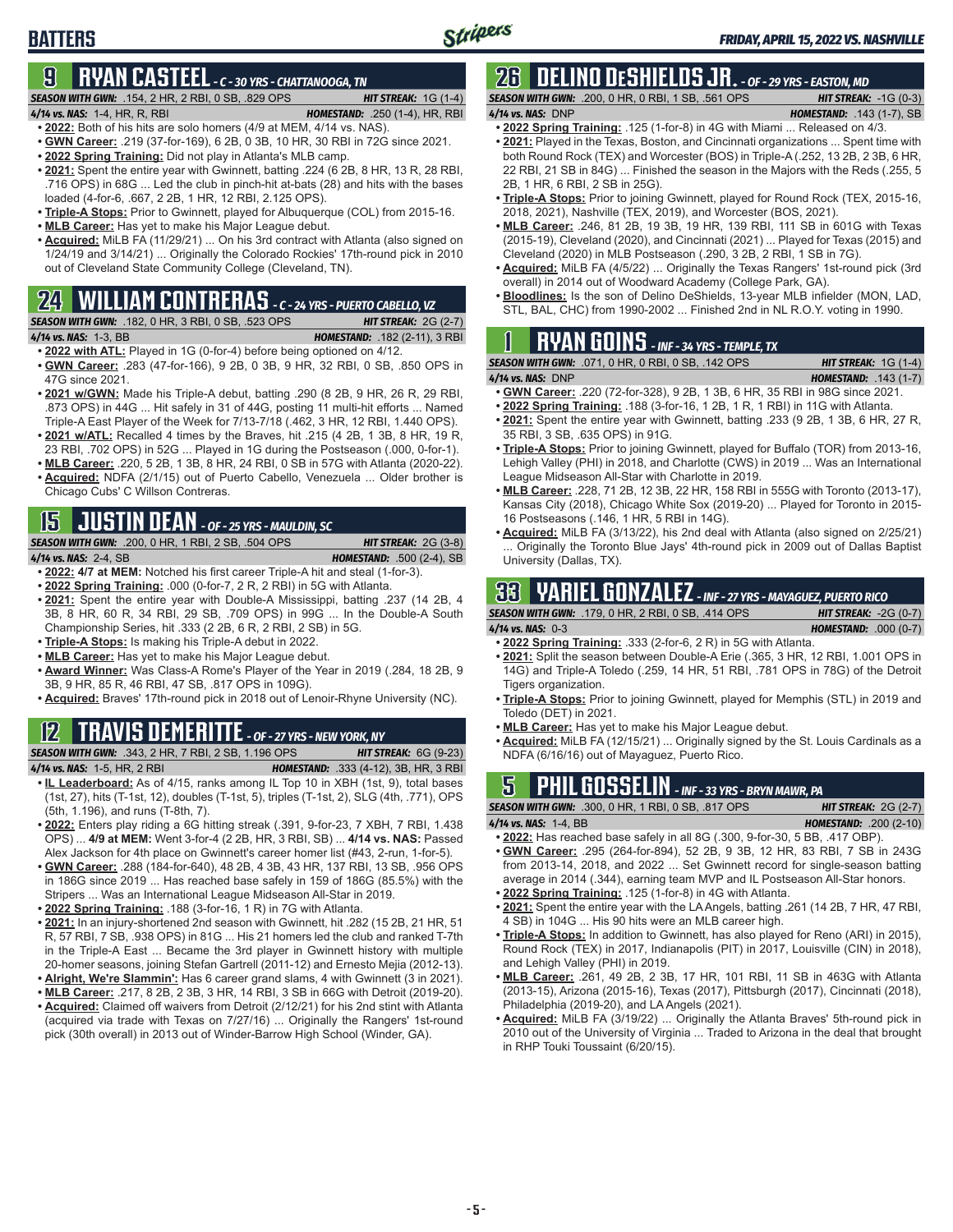# BATTERS

## 9 RYAN CASTEEL - C - 30 YRS - CHATTANOOGA, TN

**SEASON WITH GWN:** .154, 2 HR, 2 RBI, 0 SB, .829 OPS — **HIT STREAK:** 1G (1-4)
**4/14 vs. NAS:** 1-4, HR, R, RBI — **HOMESTAND:** .250 (1-4), HR, RBI

- **2022:** Both of his hits are solo homers (4/9 at MEM, 4/14 vs. NAS).
- **GWN Career:** .219 (37-for-169), 6 2B, 0 3B, 10 HR, 30 RBI in 72G since 2021.
- **2022 Spring Training:** Did not play in Atlanta's MLB camp.
- **2021:** Spent the entire year with Gwinnett, batting .224 (6 2B, 8 HR, 13 R, 28 RBI, .716 OPS) in 68G ... Led the club in pinch-hit at-bats (28) and hits with the bases loaded (4-for-6, .667, 2 2B, 1 HR, 12 RBI, 2.125 OPS).
- **Triple-A Stops:** Prior to Gwinnett, played for Albuquerque (COL) from 2015-16.
- **MLB Career:** Has yet to make his Major League debut.
- **Acquired:** MiLB FA (11/29/21) ... On his 3rd contract with Atlanta (also signed on 1/24/19 and 3/14/21) ... Originally the Colorado Rockies' 17th-round pick in 2010 out of Cleveland State Community College (Cleveland, TN).

## 24 WILLIAM CONTRERAS - C - 24 YRS - PUERTO CABELLO, VZ

**SEASON WITH GWN:** .182, 0 HR, 3 RBI, 0 SB, .523 OPS — **HIT STREAK:** 2G (2-7)
**4/14 vs. NAS:** 1-3, BB — **HOMESTAND:** .182 (2-11), 3 RBI

- **2022 with ATL:** Played in 1G (0-for-4) before being optioned on 4/12.
- **GWN Career:** .283 (47-for-166), 9 2B, 0 3B, 9 HR, 32 RBI, 0 SB, .850 OPS in 47G since 2021.
- **2021 w/GWN:** Made his Triple-A debut, batting .290 (8 2B, 9 HR, 26 R, 29 RBI, .873 OPS) in 44G ... Hit safely in 31 of 44G, posting 11 multi-hit efforts ... Named Triple-A East Player of the Week for 7/13-7/18 (.462, 3 HR, 12 RBI, 1.440 OPS).
- **2021 w/ATL:** Recalled 4 times by the Braves, hit .215 (4 2B, 1 3B, 8 HR, 19 R, 23 RBI, .702 OPS) in 52G ... Played in 1G during the Postseason (.000, 0-for-1).
- **MLB Career:** .220, 5 2B, 1 3B, 8 HR, 24 RBI, 0 SB in 57G with Atlanta (2020-22).
- **Acquired:** NDFA (2/1/15) out of Puerto Cabello, Venezuela ... Older brother is Chicago Cubs' C Willson Contreras.

## 15 JUSTIN DEAN - OF - 25 YRS - MAULDIN, SC

**SEASON WITH GWN:** .200, 0 HR, 1 RBI, 2 SB, .504 OPS — **HIT STREAK:** 2G (3-8)
**4/14 vs. NAS:** 2-4, SB — **HOMESTAND:** .500 (2-4), SB

- **2022: 4/7 at MEM:** Notched his first career Triple-A hit and steal (1-for-3).
- **2022 Spring Training:** .000 (0-for-7, 2 R, 2 RBI) in 5G with Atlanta.
- **2021:** Spent the entire year with Double-A Mississippi, batting .237 (14 2B, 4 3B, 8 HR, 60 R, 34 RBI, 29 SB, .709 OPS) in 99G ... In the Double-A South Championship Series, hit .333 (2 2B, 6 R, 2 RBI, 2 SB) in 5G.
- **Triple-A Stops:** Is making his Triple-A debut in 2022.
- **MLB Career:** Has yet to make his Major League debut.
- **Award Winner:** Was Class-A Rome's Player of the Year in 2019 (.284, 18 2B, 9 3B, 9 HR, 85 R, 46 RBI, 47 SB, .817 OPS in 109G).
- **Acquired:** Braves' 17th-round pick in 2018 out of Lenoir-Rhyne University (NC).

## 12 TRAVIS DEMERITTE - OF - 27 YRS - NEW YORK, NY

**SEASON WITH GWN:** .343, 2 HR, 7 RBI, 2 SB, 1.196 OPS — **HIT STREAK:** 6G (9-23)
**4/14 vs. NAS:** 1-5, HR, 2 RBI — **HOMESTAND:** .333 (4-12), 3B, HR, 3 RBI

- **IL Leaderboard:** As of 4/15, ranks among IL Top 10 in XBH (1st, 9), total bases (1st, 27), hits (T-1st, 12), doubles (T-1st, 5), triples (T-1st, 2), SLG (4th, .771), OPS (5th, 1.196), and runs (T-8th, 7).
- **2022:** Enters play riding a 6G hitting streak (.391, 9-for-23, 7 XBH, 7 RBI, 1.438 OPS) ... **4/9 at MEM:** Went 3-for-4 (2 2B, HR, 3 RBI, SB) ... **4/14 vs. NAS:** Passed Alex Jackson for 4th place on Gwinnett's career homer list (#43, 2-run, 1-for-5).
- **GWN Career:** .288 (184-for-640), 48 2B, 4 3B, 43 HR, 137 RBI, 13 SB, .956 OPS in 186G since 2019 ... Has reached base safely in 159 of 186G (85.5%) with the Stripers ... Was an International League Midseason All-Star in 2019.
- **2022 Spring Training:** .188 (3-for-16, 1 R) in 7G with Atlanta.
- **2021:** In an injury-shortened 2nd season with Gwinnett, hit .282 (15 2B, 21 HR, 51 R, 57 RBI, 7 SB, .938 OPS) in 81G ... His 21 homers led the club and ranked T-7th in the Triple-A East ... Became the 3rd player in Gwinnett history with multiple 20-homer seasons, joining Stefan Gartrell (2011-12) and Ernesto Mejia (2012-13).
- **Alright, We're Slammin':** Has 6 career grand slams, 4 with Gwinnett (3 in 2021).
- **MLB Career:** .217, 8 2B, 2 3B, 3 HR, 14 RBI, 3 SB in 66G with Detroit (2019-20).
- **Acquired:** Claimed off waivers from Detroit (2/12/21) for his 2nd stint with Atlanta (acquired via trade with Texas on 7/27/16) ... Originally the Rangers' 1st-round pick (30th overall) in 2013 out of Winder-Barrow High School (Winder, GA).

## 26 DELINO DESHIELDS JR. - OF - 29 YRS - EASTON, MD

**SEASON WITH GWN:** .200, 0 HR, 0 RBI, 1 SB, .561 OPS — **HIT STREAK:** -1G (0-3)
**4/14 vs. NAS:** DNP — **HOMESTAND:** .143 (1-7), SB

- **2022 Spring Training:** .125 (1-for-8) in 4G with Miami ... Released on 4/3.
- **2021:** Played in the Texas, Boston, and Cincinnati organizations ... Spent time with both Round Rock (TEX) and Worcester (BOS) in Triple-A (.252, 13 2B, 2 3B, 6 HR, 22 RBI, 21 SB in 84G) ... Finished the season in the Majors with the Reds (.255, 5 2B, 1 HR, 6 RBI, 2 SB in 25G).
- **Triple-A Stops:** Prior to joining Gwinnett, played for Round Rock (TEX, 2015-16, 2018, 2021), Nashville (TEX, 2019), and Worcester (BOS, 2021).
- **MLB Career:** .246, 81 2B, 19 3B, 19 HR, 139 RBI, 111 SB in 601G with Texas (2015-19), Cleveland (2020), and Cincinnati (2021) ... Played for Texas (2015) and Cleveland (2020) in MLB Postseason (.290, 3 2B, 2 RBI, 1 SB in 7G).
- **Acquired:** MiLB FA (4/5/22) ... Originally the Texas Rangers' 1st-round pick (3rd overall) in 2014 out of Woodward Academy (College Park, GA).
- **Bloodlines:** Is the son of Delino DeShields, 13-year MLB infielder (MON, LAD, STL, BAL, CHC) from 1990-2002 ... Finished 2nd in NL R.O.Y. voting in 1990.

## 1 RYAN GOINS - INF - 34 YRS - TEMPLE, TX

**SEASON WITH GWN:** .071, 0 HR, 0 RBI, 0 SB, .142 OPS — **HIT STREAK:** 1G (1-4)
**4/14 vs. NAS:** DNP — **HOMESTAND:** .143 (1-7)

- **GWN Career:** .220 (72-for-328), 9 2B, 1 3B, 6 HR, 35 RBI in 98G since 2021.
- **2022 Spring Training:** .188 (3-for-16, 1 2B, 1 R, 1 RBI) in 11G with Atlanta.
- **2021:** Spent the entire year with Gwinnett, batting .233 (9 2B, 1 3B, 6 HR, 27 R, 35 RBI, 3 SB, .635 OPS) in 91G.
- **Triple-A Stops:** Prior to joining Gwinnett, played for Buffalo (TOR) from 2013-16, Lehigh Valley (PHI) in 2018, and Charlotte (CWS) in 2019 ... Was an International League Midseason All-Star with Charlotte in 2019.
- **MLB Career:** .228, 71 2B, 12 3B, 22 HR, 158 RBI in 555G with Toronto (2013-17), Kansas City (2018), Chicago White Sox (2019-20) ... Played for Toronto in 2015-16 Postseasons (.146, 1 HR, 5 RBI in 14G).
- **Acquired:** MiLB FA (3/13/22), his 2nd deal with Atlanta (also signed on 2/25/21) ... Originally the Toronto Blue Jays' 4th-round pick in 2009 out of Dallas Baptist University (Dallas, TX).

## 33 YARIEL GONZALEZ - INF - 27 YRS - MAYAGUEZ, PUERTO RICO

**SEASON WITH GWN:** .179, 0 HR, 2 RBI, 0 SB, .414 OPS — **HIT STREAK:** -2G (0-7)
**4/14 vs. NAS:** 0-3 — **HOMESTAND:** .000 (0-7)

- **2022 Spring Training:** .333 (2-for-6, 2 R) in 5G with Atlanta.
- **2021:** Split the season between Double-A Erie (.365, 3 HR, 12 RBI, 1.001 OPS in 14G) and Triple-A Toledo (.259, 14 HR, 51 RBI, .781 OPS in 78G) of the Detroit Tigers organization.
- **Triple-A Stops:** Prior to joining Gwinnett, played for Memphis (STL) in 2019 and Toledo (DET) in 2021.
- **MLB Career:** Has yet to make his Major League debut.
- **Acquired:** MiLB FA (12/15/21) ... Originally signed by the St. Louis Cardinals as a NDFA (6/16/16) out of Mayaguez, Puerto Rico.

## 5 PHIL GOSSELIN - INF - 33 YRS - BRYN MAWR, PA

**SEASON WITH GWN:** .300, 0 HR, 1 RBI, 0 SB, .817 OPS — **HIT STREAK:** 2G (2-7)
**4/14 vs. NAS:** 1-4, BB — **HOMESTAND:** .200 (2-10)

- **2022:** Has reached base safely in all 8G (.300, 9-for-30, 5 BB, .417 OBP).
- **GWN Career:** .295 (264-for-894), 52 2B, 9 3B, 12 HR, 83 RBI, 7 SB in 243G from 2013-14, 2018, and 2022 ... Set Gwinnett record for single-season batting average in 2014 (.344), earning team MVP and IL Postseason All-Star honors.
- **2022 Spring Training:** .125 (1-for-8) in 4G with Atlanta.
- **2021:** Spent the entire year with the LA Angels, batting .261 (14 2B, 7 HR, 47 RBI, 4 SB) in 104G ... His 90 hits were an MLB career high.
- **Triple-A Stops:** In addition to Gwinnett, has also played for Reno (ARI) in 2015), Round Rock (TEX) in 2017, Indianapolis (PIT) in 2017, Louisville (CIN) in 2018), and Lehigh Valley (PHI) in 2019.
- **MLB Career:** .261, 49 2B, 2 3B, 17 HR, 101 RBI, 11 SB in 463G with Atlanta (2013-15), Arizona (2015-16), Texas (2017), Pittsburgh (2017), Cincinnati (2018), Philadelphia (2019-20), and LA Angels (2021).
- **Acquired:** MiLB FA (3/19/22) ... Originally the Atlanta Braves' 5th-round pick in 2010 out of the University of Virginia ... Traded to Arizona in the deal that brought in RHP Touki Toussaint (6/20/15).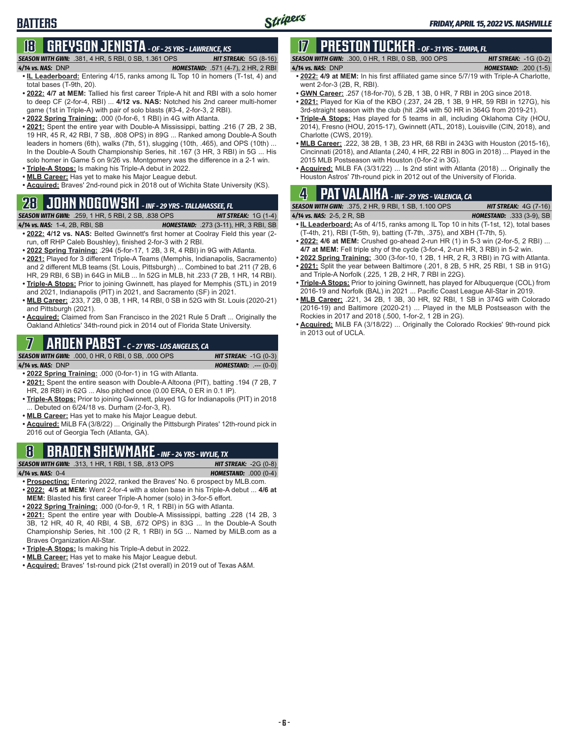# BATTERS

## 18 GREYSON JENISTA - OF - 25 YRS - LAWRENCE, KS

***SEASON WITH GWN:*** .381, 4 HR, 5 RBI, 0 SB, 1.361 OPS — ***HIT STREAK:*** 5G (8-16)
***4/14 vs. NAS:*** DNP — ***HOMESTAND:*** .571 (4-7), 2 HR, 2 RBI

- **IL Leaderboard:** Entering 4/15, ranks among IL Top 10 in homers (T-1st, 4) and total bases (T-9th, 20).
- **2022: 4/7 at MEM:** Tallied his first career Triple-A hit and RBI with a solo homer to deep CF (2-for-4, RBI) ... **4/12 vs. NAS:** Notched his 2nd career multi-homer game (1st in Triple-A) with pair of solo blasts (#3-4, 2-for-3, 2 RBI).
- **2022 Spring Training:** .000 (0-for-6, 1 RBI) in 4G with Atlanta.
- **2021:** Spent the entire year with Double-A Mississippi, batting .216 (7 2B, 2 3B, 19 HR, 45 R, 42 RBI, 7 SB, .808 OPS) in 89G ... Ranked among Double-A South leaders in homers (6th), walks (7th, 51), slugging (10th, .465), and OPS (10th) ... In the Double-A South Championship Series, hit .167 (3 HR, 3 RBI) in 5G ... His solo homer in Game 5 on 9/26 vs. Montgomery was the difference in a 2-1 win.
- **Triple-A Stops:** Is making his Triple-A debut in 2022.
- **MLB Career:** Has yet to make his Major League debut.
- **Acquired:** Braves' 2nd-round pick in 2018 out of Wichita State University (KS).

## 28 JOHN NOGOWSKI - INF - 29 YRS - TALLAHASSEE, FL

***SEASON WITH GWN:*** .259, 1 HR, 5 RBI, 2 SB, .838 OPS — ***HIT STREAK:*** 1G (1-4)
***4/14 vs. NAS:*** 1-4, 2B, RBI, SB — ***HOMESTAND:*** .273 (3-11), HR, 3 RBI, SB

- **2022: 4/12 vs. NAS:** Belted Gwinnett's first homer at Coolray Field this year (2-run, off RHP Caleb Boushley), finished 2-for-3 with 2 RBI.
- **2022 Spring Training:** .294 (5-for-17, 1 2B, 3 R, 4 RBI) in 9G with Atlanta.
- **2021:** Played for 3 different Triple-A Teams (Memphis, Indianapolis, Sacramento) and 2 different MLB teams (St. Louis, Pittsburgh) ... Combined to bat .211 (7 2B, 6 HR, 29 RBI, 6 SB) in 64G in MiLB ... In 52G in MLB, hit .233 (7 2B, 1 HR, 14 RBI).
- **Triple-A Stops:** Prior to joining Gwinnett, has played for Memphis (STL) in 2019 and 2021, Indianapolis (PIT) in 2021, and Sacramento (SF) in 2021.
- **MLB Career:** .233, 7 2B, 0 3B, 1 HR, 14 RBI, 0 SB in 52G with St. Louis (2020-21) and Pittsburgh (2021).
- **Acquired:** Claimed from San Francisco in the 2021 Rule 5 Draft ... Originally the Oakland Athletics' 34th-round pick in 2014 out of Florida State University.

## 7 ARDEN PABST - C - 27 YRS - LOS ANGELES, CA

***SEASON WITH GWN:*** .000, 0 HR, 0 RBI, 0 SB, .000 OPS — ***HIT STREAK:*** -1G (0-3)
***4/14 vs. NAS:*** DNP — ***HOMESTAND:*** .--- (0-0)

- **2022 Spring Training:** .000 (0-for-1) in 1G with Atlanta.
- **2021:** Spent the entire season with Double-A Altoona (PIT), batting .194 (7 2B, 7 HR, 28 RBI) in 62G ... Also pitched once (0.00 ERA, 0 ER in 0.1 IP).
- **Triple-A Stops:** Prior to joining Gwinnett, played 1G for Indianapolis (PIT) in 2018 ... Debuted on 6/24/18 vs. Durham (2-for-3, R).
- **MLB Career:** Has yet to make his Major League debut.
- **Acquired:** MiLB FA (3/8/22) ... Originally the Pittsburgh Pirates' 12th-round pick in 2016 out of Georgia Tech (Atlanta, GA).

## 8 BRADEN SHEWMAKE - INF - 24 YRS - WYLIE, TX

***SEASON WITH GWN:*** .313, 1 HR, 1 RBI, 1 SB, .813 OPS — ***HIT STREAK:*** -2G (0-8)
***4/14 vs. NAS:*** 0-4 — ***HOMESTAND:*** .000 (0-4)

- **Prospecting:** Entering 2022, ranked the Braves' No. 6 prospect by MLB.com.
- **2022: 4/5 at MEM:** Went 2-for-4 with a stolen base in his Triple-A debut ... **4/6 at MEM:** Blasted his first career Triple-A homer (solo) in 3-for-5 effort.
- **2022 Spring Training:** .000 (0-for-9, 1 R, 1 RBI) in 5G with Atlanta.
- **2021:** Spent the entire year with Double-A Mississippi, batting .228 (14 2B, 3 3B, 12 HR, 40 R, 40 RBI, 4 SB, .672 OPS) in 83G ... In the Double-A South Championship Series, hit .100 (2 R, 1 RBI) in 5G ... Named by MiLB.com as a Braves Organization All-Star.
- **Triple-A Stops:** Is making his Triple-A debut in 2022.
- **MLB Career:** Has yet to make his Major League debut.
- **Acquired:** Braves' 1st-round pick (21st overall) in 2019 out of Texas A&M.

## 17 PRESTON TUCKER - OF - 31 YRS - TAMPA, FL

***SEASON WITH GWN:*** .300, 0 HR, 1 RBI, 0 SB, .900 OPS — ***HIT STREAK:*** -1G (0-2)
***4/14 vs. NAS:*** DNP — ***HOMESTAND:*** .200 (1-5)

- **2022: 4/9 at MEM:** In his first affiliated game since 5/7/19 with Triple-A Charlotte, went 2-for-3 (2B, R, RBI).
- **GWN Career:** .257 (18-for-70), 5 2B, 1 3B, 0 HR, 7 RBI in 20G since 2018.
- **2021:** Played for Kia of the KBO (.237, 24 2B, 1 3B, 9 HR, 59 RBI in 127G), his 3rd-straight season with the club (hit .284 with 50 HR in 364G from 2019-21).
- **Triple-A Stops:** Has played for 5 teams in all, including Oklahoma City (HOU, 2014), Fresno (HOU, 2015-17), Gwinnett (ATL, 2018), Louisville (CIN, 2018), and Charlotte (CWS, 2019).
- **MLB Career:** .222, 38 2B, 1 3B, 23 HR, 68 RBI in 243G with Houston (2015-16), Cincinnati (2018), and Atlanta (.240, 4 HR, 22 RBI in 80G in 2018) ... Played in the 2015 MLB Postseason with Houston (0-for-2 in 3G).
- **Acquired:** MiLB FA (3/31/22) ... Is 2nd stint with Atlanta (2018) ... Originally the Houston Astros' 7th-round pick in 2012 out of the University of Florida.

## 4 PAT VALAIKA - INF - 29 YRS - VALENCIA, CA

***SEASON WITH GWN:*** .375, 2 HR, 9 RBI, 1 SB, 1.100 OPS — ***HIT STREAK:*** 4G (7-16)
***4/14 vs. NAS:*** 2-5, 2 R, SB — ***HOMESTAND:*** .333 (3-9), SB

- **IL Leaderboard:** As of 4/15, ranks among IL Top 10 in hits (T-1st, 12), total bases (T-4th, 21), RBI (T-5th, 9), batting (T-7th, .375), and XBH (T-7th, 5).
- **2022: 4/6 at MEM:** Crushed go-ahead 2-run HR (1) in 5-3 win (2-for-5, 2 RBI) ... **4/7 at MEM:** Fell triple shy of the cycle (3-for-4, 2-run HR, 3 RBI) in 5-2 win.
- **2022 Spring Training:** .300 (3-for-10, 1 2B, 1 HR, 2 R, 3 RBI) in 7G with Atlanta.
- **2021:** Split the year between Baltimore (.201, 8 2B, 5 HR, 25 RBI, 1 SB in 91G) and Triple-A Norfolk (.225, 1 2B, 2 HR, 7 RBI in 22G).
- **Triple-A Stops:** Prior to joining Gwinnett, has played for Albuquerque (COL) from 2016-19 and Norfolk (BAL) in 2021 ... Pacific Coast League All-Star in 2019.
- **MLB Career:** .221, 34 2B, 1 3B, 30 HR, 92 RBI, 1 SB in 374G with Colorado (2016-19) and Baltimore (2020-21) ... Played in the MLB Postseason with the Rockies in 2017 and 2018 (.500, 1-for-2, 1 2B in 2G).
- **Acquired:** MiLB FA (3/18/22) ... Originally the Colorado Rockies' 9th-round pick in 2013 out of UCLA.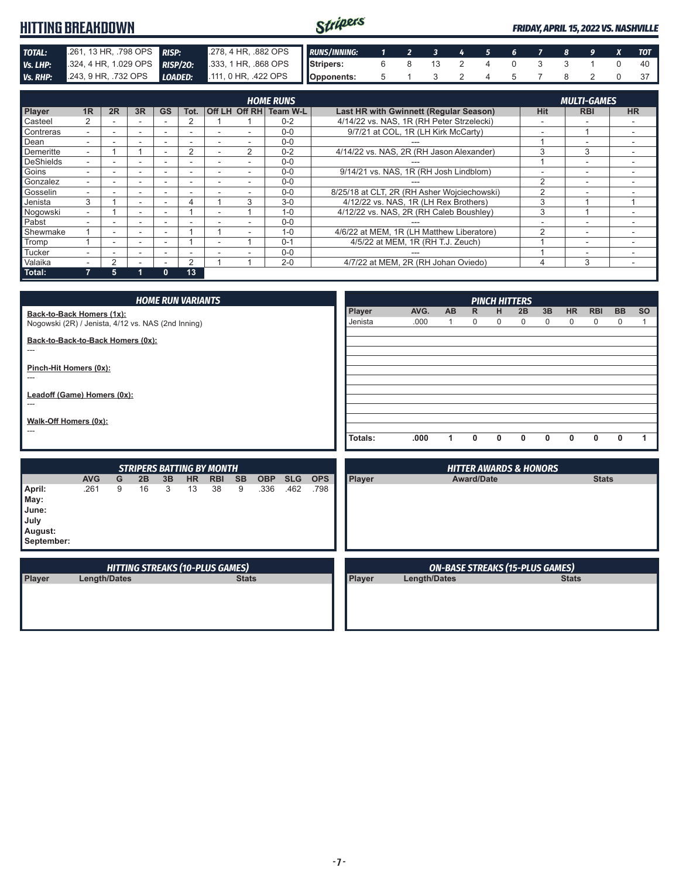# HITTING BREAKDOWN

*FRIDAY, APRIL 15, 2022 VS. NASHVILLE*

| | | | |
|---|---|---|---|
| **TOTAL:** | .261, 13 HR, .798 OPS | **RISP:** | .278, 4 HR, .882 OPS |
| **Vs. LHP:** | .324, 4 HR, 1.029 OPS | **RISP/2O:** | .333, 1 HR, .868 OPS |
| **Vs. RHP:** | .243, 9 HR, .732 OPS | **LOADED:** | .111, 0 HR, .422 OPS |

| RUNS/INNING: | 1 | 2 | 3 | 4 | 5 | 6 | 7 | 8 | 9 | X | TOT |
|---|---|---|---|---|---|---|---|---|---|---|---|
| Stripers: | 6 | 8 | 13 | 2 | 4 | 0 | 3 | 3 | 1 | 0 | 40 |
| Opponents: | 5 | 1 | 3 | 2 | 4 | 5 | 7 | 8 | 2 | 0 | 37 |

## HOME RUNS / MULTI-GAMES

| Player | 1R | 2R | 3R | GS | Tot. | Off LH | Off RH | Team W-L | Last HR with Gwinnett (Regular Season) | Hit | RBI | HR |
|---|---|---|---|---|---|---|---|---|---|---|---|---|
| Casteel | 2 | - | - | - | 2 | 1 | 1 | 0-2 | 4/14/22 vs. NAS, 1R (RH Peter Strzelecki) | - | - | - |
| Contreras | - | - | - | - | - | - | - | 0-0 | 9/7/21 at COL, 1R (LH Kirk McCarty) | - | 1 | - |
| Dean | - | - | - | - | - | - | - | 0-0 | --- | 1 | - | - |
| Demeritte | - | 1 | 1 | - | 2 | - | 2 | 0-2 | 4/14/22 vs. NAS, 2R (RH Jason Alexander) | 3 | 3 | - |
| DeShields | - | - | - | - | - | - | - | 0-0 | --- | 1 | - | - |
| Goins | - | - | - | - | - | - | - | 0-0 | 9/14/21 vs. NAS, 1R (RH Josh Lindblom) | - | - | - |
| Gonzalez | - | - | - | - | - | - | - | 0-0 | --- | 2 | - | - |
| Gosselin | - | - | - | - | - | - | - | 0-0 | 8/25/18 at CLT, 2R (RH Asher Wojciechowski) | 2 | - | - |
| Jenista | 3 | 1 | - | - | 4 | 1 | 3 | 3-0 | 4/12/22 vs. NAS, 1R (LH Rex Brothers) | 3 | 1 | 1 |
| Nogowski | - | 1 | - | - | 1 | - | 1 | 1-0 | 4/12/22 vs. NAS, 2R (RH Caleb Boushley) | 3 | 1 | - |
| Pabst | - | - | - | - | - | - | - | 0-0 | --- | - | - | - |
| Shewmake | 1 | - | - | - | 1 | 1 | - | 1-0 | 4/6/22 at MEM, 1R (LH Matthew Liberatore) | 2 | - | - |
| Tromp | 1 | - | - | - | 1 | - | 1 | 0-1 | 4/5/22 at MEM, 1R (RH T.J. Zeuch) | 1 | - | - |
| Tucker | - | - | - | - | - | - | - | 0-0 | --- | 1 | - | - |
| Valaika | - | 2 | - | - | 2 | 1 | 1 | 2-0 | 4/7/22 at MEM, 2R (RH Johan Oviedo) | 4 | 3 | - |
| **Total:** | **7** | **5** | **1** | **0** | **13** | | | | | | | |

## HOME RUN VARIANTS

**Back-to-Back Homers (1x):**
Nogowski (2R) / Jenista, 4/12 vs. NAS (2nd Inning)

**Back-to-Back-to-Back Homers (0x):**
---

**Pinch-Hit Homers (0x):**
---

**Leadoff (Game) Homers (0x):**
---

**Walk-Off Homers (0x):**
---

## PINCH HITTERS

| Player | AVG. | AB | R | H | 2B | 3B | HR | RBI | BB | SO |
|---|---|---|---|---|---|---|---|---|---|---|
| Jenista | .000 | 1 | 0 | 0 | 0 | 0 | 0 | 0 | 0 | 1 |
| **Totals:** | **.000** | **1** | **0** | **0** | **0** | **0** | **0** | **0** | **0** | **1** |

## STRIPERS BATTING BY MONTH

| | AVG | G | 2B | 3B | HR | RBI | SB | OBP | SLG | OPS |
|---|---|---|---|---|---|---|---|---|---|---|
| **April:** | .261 | 9 | 16 | 3 | 13 | 38 | 9 | .336 | .462 | .798 |
| **May:** | | | | | | | | | | |
| **June:** | | | | | | | | | | |
| **July** | | | | | | | | | | |
| **August:** | | | | | | | | | | |
| **September:** | | | | | | | | | | |

## HITTER AWARDS & HONORS

| Player | Award/Date | Stats |
|---|---|---|

## HITTING STREAKS (10-PLUS GAMES)

| Player | Length/Dates | Stats |
|---|---|---|

## ON-BASE STREAKS (15-PLUS GAMES)

| Player | Length/Dates | Stats |
|---|---|---|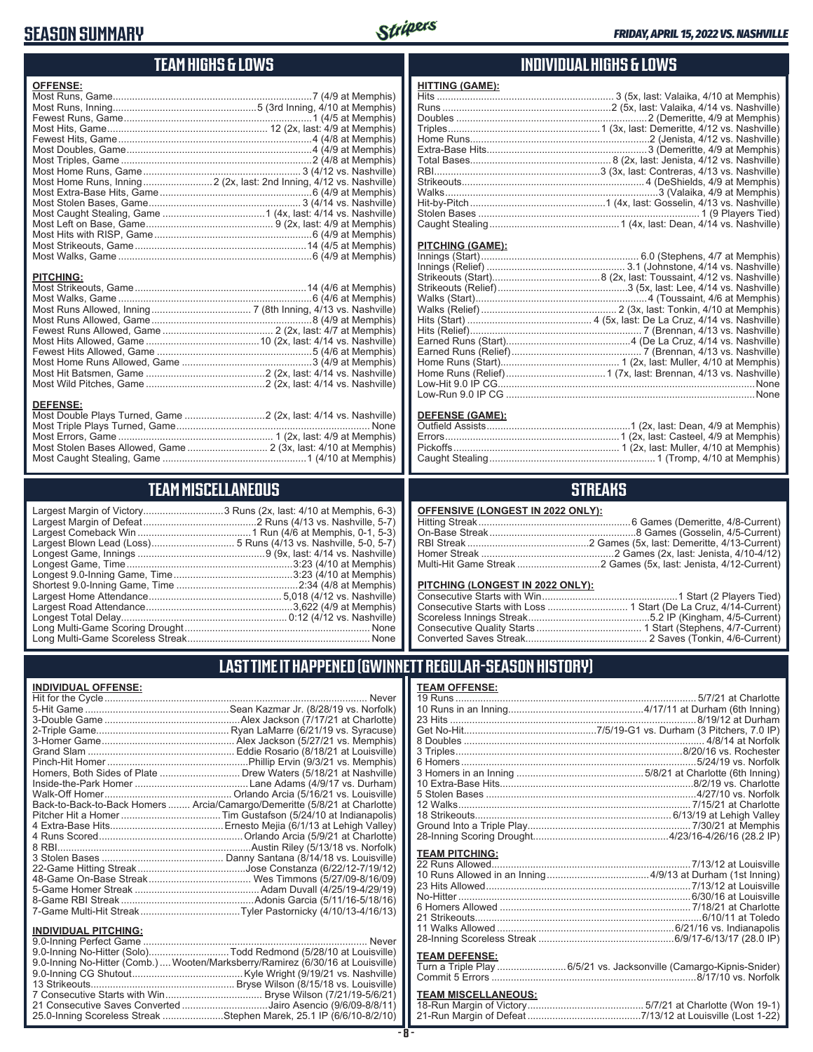# SEASON SUMMARY

*FRIDAY, APRIL 15, 2022 VS. NASHVILLE*

## TEAM HIGHS & LOWS

### OFFENSE:

| Category | Value |
|---|---|
| Most Runs, Game | 7 (4/9 at Memphis) |
| Most Runs, Inning | 5 (3rd Inning, 4/10 at Memphis) |
| Fewest Runs, Game | 1 (4/5 at Memphis) |
| Most Hits, Game | 12 (2x, last: 4/9 at Memphis) |
| Fewest Hits, Game | 4 (4/8 at Memphis) |
| Most Doubles, Game | 4 (4/9 at Memphis) |
| Most Triples, Game | 2 (4/8 at Memphis) |
| Most Home Runs, Game | 3 (4/12 vs. Nashville) |
| Most Home Runs, Inning | 2 (2x, last: 2nd Inning, 4/12 vs. Nashville) |
| Most Extra-Base Hits, Game | 6 (4/9 at Memphis) |
| Most Stolen Bases, Game | 3 (4/14 vs. Nashville) |
| Most Caught Stealing, Game | 1 (4x, last: 4/14 vs. Nashville) |
| Most Left on Base, Game | 9 (2x, last: 4/9 at Memphis) |
| Most Hits with RISP, Game | 6 (4/9 at Memphis) |
| Most Strikeouts, Game | 14 (4/5 at Memphis) |
| Most Walks, Game | 6 (4/9 at Memphis) |

### PITCHING:

| Category | Value |
|---|---|
| Most Strikeouts, Game | 14 (4/6 at Memphis) |
| Most Walks, Game | 6 (4/6 at Memphis) |
| Most Runs Allowed, Inning | 7 (8th Inning, 4/13 vs. Nashville) |
| Most Runs Allowed, Game | 8 (4/9 at Memphis) |
| Fewest Runs Allowed, Game | 2 (2x, last: 4/7 at Memphis) |
| Most Hits Allowed, Game | 10 (2x, last: 4/14 vs. Nashville) |
| Fewest Hits Allowed, Game | 5 (4/6 at Memphis) |
| Most Home Runs Allowed, Game | 3 (4/9 at Memphis) |
| Most Hit Batsmen, Game | 2 (2x, last: 4/14 vs. Nashville) |
| Most Wild Pitches, Game | 2 (2x, last: 4/14 vs. Nashville) |

### DEFENSE:

| Category | Value |
|---|---|
| Most Double Plays Turned, Game | 2 (2x, last: 4/14 vs. Nashville) |
| Most Triple Plays Turned, Game | None |
| Most Errors, Game | 1 (2x, last: 4/9 at Memphis) |
| Most Stolen Bases Allowed, Game | 2 (3x, last: 4/10 at Memphis) |
| Most Caught Stealing, Game | 1 (4/10 at Memphis) |

## INDIVIDUAL HIGHS & LOWS

### HITTING (GAME):

| Category | Value |
|---|---|
| Hits | 3 (5x, last: Valaika, 4/10 at Memphis) |
| Runs | 2 (5x, last: Valaika, 4/14 vs. Nashville) |
| Doubles | 2 (Demeritte, 4/9 at Memphis) |
| Triples | 1 (3x, last: Demeritte, 4/12 vs. Nashville) |
| Home Runs | 2 (Jenista, 4/12 vs. Nashville) |
| Extra-Base Hits | 3 (Demeritte, 4/9 at Memphis) |
| Total Bases | 8 (2x, last: Jenista, 4/12 vs. Nashville) |
| RBI | 3 (3x, last: Contreras, 4/13 vs. Nashville) |
| Strikeouts | 4 (DeShields, 4/9 at Memphis) |
| Walks | 3 (Valaika, 4/9 at Memphis) |
| Hit-by-Pitch | 1 (4x, last: Gosselin, 4/13 vs. Nashville) |
| Stolen Bases | 1 (9 Players Tied) |
| Caught Stealing | 1 (4x, last: Dean, 4/14 vs. Nashville) |

### PITCHING (GAME):

| Category | Value |
|---|---|
| Innings (Start) | 6.0 (Stephens, 4/7 at Memphis) |
| Innings (Relief) | 3.1 (Johnstone, 4/14 vs. Nashville) |
| Strikeouts (Start) | 8 (2x, last: Toussaint, 4/12 vs. Nashville) |
| Strikeouts (Relief) | 3 (5x, last: Lee, 4/14 vs. Nashville) |
| Walks (Start) | 4 (Toussaint, 4/6 at Memphis) |
| Walks (Relief) | 2 (3x, last: Tonkin, 4/10 at Memphis) |
| Hits (Start) | 4 (5x, last: De La Cruz, 4/14 vs. Nashville) |
| Hits (Relief) | 7 (Brennan, 4/13 vs. Nashville) |
| Earned Runs (Start) | 4 (De La Cruz, 4/14 vs. Nashville) |
| Earned Runs (Relief) | 7 (Brennan, 4/13 vs. Nashville) |
| Home Runs (Start) | 1 (2x, last: Muller, 4/10 at Memphis) |
| Home Runs (Relief) | 1 (7x, last: Brennan, 4/13 vs. Nashville) |
| Low-Hit 9.0 IP CG | None |
| Low-Run 9.0 IP CG | None |

### DEFENSE (GAME):

| Category | Value |
|---|---|
| Outfield Assists | 1 (2x, last: Dean, 4/9 at Memphis) |
| Errors | 1 (2x, last: Casteel, 4/9 at Memphis) |
| Pickoffs | 1 (2x, last: Muller, 4/10 at Memphis) |
| Caught Stealing | 1 (Tromp, 4/10 at Memphis) |

## TEAM MISCELLANEOUS

| Category | Value |
|---|---|
| Largest Margin of Victory | 3 Runs (2x, last: 4/10 at Memphis, 6-3) |
| Largest Margin of Defeat | 2 Runs (4/13 vs. Nashville, 5-7) |
| Largest Comeback Win | 1 Run (4/6 at Memphis, 0-1, 5-3) |
| Largest Blown Lead (Loss) | 5 Runs (4/13 vs. Nashville, 5-0, 5-7) |
| Longest Game, Innings | 9 (9x, last: 4/14 vs. Nashville) |
| Longest Game, Time | 3:23 (4/10 at Memphis) |
| Longest 9.0-Inning Game, Time | 3:23 (4/10 at Memphis) |
| Shortest 9.0-Inning Game, Time | 2:34 (4/8 at Memphis) |
| Largest Home Attendance | 5,018 (4/12 vs. Nashville) |
| Largest Road Attendance | 3,622 (4/9 at Memphis) |
| Longest Total Delay | 0:12 (4/12 vs. Nashville) |
| Long Multi-Game Scoring Drought | None |
| Long Multi-Game Scoreless Streak | None |

## STREAKS

### OFFENSIVE (LONGEST IN 2022 ONLY):

| Category | Value |
|---|---|
| Hitting Streak | 6 Games (Demeritte, 4/8-Current) |
| On-Base Streak | 8 Games (Gosselin, 4/5-Current) |
| RBI Streak | 2 Games (5x, last: Demeritte, 4/13-Current) |
| Homer Streak | 2 Games (2x, last: Jenista, 4/10-4/12) |
| Multi-Hit Game Streak | 2 Games (5x, last: Jenista, 4/12-Current) |

### PITCHING (LONGEST IN 2022 ONLY):

| Category | Value |
|---|---|
| Consecutive Starts with Win | 1 Start (2 Players Tied) |
| Consecutive Starts with Loss | 1 Start (De La Cruz, 4/14-Current) |
| Scoreless Innings Streak | 5.2 IP (Kingham, 4/5-Current) |
| Consecutive Quality Starts | 1 Start (Stephens, 4/7-Current) |
| Converted Saves Streak | 2 Saves (Tonkin, 4/6-Current) |

## LAST TIME IT HAPPENED (GWINNETT REGULAR-SEASON HISTORY)

### INDIVIDUAL OFFENSE:

| Category | Value |
|---|---|
| Hit for the Cycle | Never |
| 5-Hit Game | Sean Kazmar Jr. (8/28/19 vs. Norfolk) |
| 3-Double Game | Alex Jackson (7/17/21 at Charlotte) |
| 2-Triple Game | Ryan LaMarre (6/21/19 vs. Syracuse) |
| 3-Homer Game | Alex Jackson (5/27/21 vs. Memphis) |
| Grand Slam | Eddie Rosario (8/18/21 at Louisville) |
| Pinch-Hit Homer | Phillip Ervin (9/3/21 vs. Memphis) |
| Homers, Both Sides of Plate | Drew Waters (5/18/21 at Nashville) |
| Inside-the-Park Homer | Lane Adams (4/9/17 vs. Durham) |
| Walk-Off Homer | Orlando Arcia (5/16/21 vs. Louisville) |
| Back-to-Back-to-Back Homers | Arcia/Camargo/Demeritte (5/8/21 at Charlotte) |
| Pitcher Hit a Homer | Tim Gustafson (5/24/10 at Indianapolis) |
| 4 Extra-Base Hits | Ernesto Mejia (6/1/13 at Lehigh Valley) |
| 4 Runs Scored | Orlando Arcia (5/9/21 at Charlotte) |
| 8 RBI | Austin Riley (5/13/18 vs. Norfolk) |
| 3 Stolen Bases | Danny Santana (8/14/18 vs. Louisville) |
| 22-Game Hitting Streak | Jose Constanza (6/22/12-7/19/12) |
| 48-Game On-Base Streak | Wes Timmons (5/27/09-8/16/09) |
| 5-Game Homer Streak | Adam Duvall (4/25/19-4/29/19) |
| 8-Game RBI Streak | Adonis Garcia (5/11/16-5/18/16) |
| 7-Game Multi-Hit Streak | Tyler Pastornicky (4/10/13-4/16/13) |

### INDIVIDUAL PITCHING:

| Category | Value |
|---|---|
| 9.0-Inning Perfect Game | Never |
| 9.0-Inning No-Hitter (Solo) | Todd Redmond (5/28/10 at Louisville) |
| 9.0-Inning No-Hitter (Comb.) | Wooten/Marksberry/Ramirez (6/30/16 at Louisville) |
| 9.0-Inning CG Shutout | Kyle Wright (9/19/21 vs. Nashville) |
| 13 Strikeouts | Bryse Wilson (8/15/18 vs. Louisville) |
| 7 Consecutive Starts with Win | Bryse Wilson (7/21/19-5/6/21) |
| 21 Consecutive Saves Converted | Jairo Asencio (9/6/09-8/8/11) |
| 25.0-Inning Scoreless Streak | Stephen Marek, 25.1 IP (6/6/10-8/2/10) |

### TEAM OFFENSE:

| Category | Value |
|---|---|
| 19 Runs | 5/7/21 at Charlotte |
| 10 Runs in an Inning | 4/17/11 at Durham (6th Inning) |
| 23 Hits | 8/19/12 at Durham |
| Get No-Hit | 7/5/19-G1 vs. Durham (3 Pitchers, 7.0 IP) |
| 8 Doubles | 4/8/14 at Norfolk |
| 3 Triples | 8/20/16 vs. Rochester |
| 6 Homers | 5/24/19 vs. Norfolk |
| 3 Homers in an Inning | 5/8/21 at Charlotte (6th Inning) |
| 10 Extra-Base Hits | 8/2/19 vs. Charlotte |
| 5 Stolen Bases | 4/27/10 vs. Norfolk |
| 12 Walks | 7/15/21 at Charlotte |
| 18 Strikeouts | 6/13/19 at Lehigh Valley |
| Ground Into a Triple Play | 7/30/21 at Memphis |
| 28-Inning Scoring Drought | 4/23/16-4/26/16 (28.2 IP) |

### TEAM PITCHING:

| Category | Value |
|---|---|
| 22 Runs Allowed | 7/13/12 at Louisville |
| 10 Runs Allowed in an Inning | 4/9/13 at Durham (1st Inning) |
| 23 Hits Allowed | 7/13/12 at Louisville |
| No-Hitter | 6/30/16 at Louisville |
| 6 Homers Allowed | 7/18/21 at Charlotte |
| 21 Strikeouts | 6/10/11 at Toledo |
| 11 Walks Allowed | 6/21/16 vs. Indianapolis |
| 28-Inning Scoreless Streak | 6/9/17-6/13/17 (28.0 IP) |

### TEAM DEFENSE:

| Category | Value |
|---|---|
| Turn a Triple Play | 6/5/21 vs. Jacksonville (Camargo-Kipnis-Snider) |
| Commit 5 Errors | 8/17/10 vs. Norfolk |

### TEAM MISCELLANEOUS:

| Category | Value |
|---|---|
| 18-Run Margin of Victory | 5/7/21 at Charlotte (Won 19-1) |
| 21-Run Margin of Defeat | 7/13/12 at Louisville (Lost 1-22) |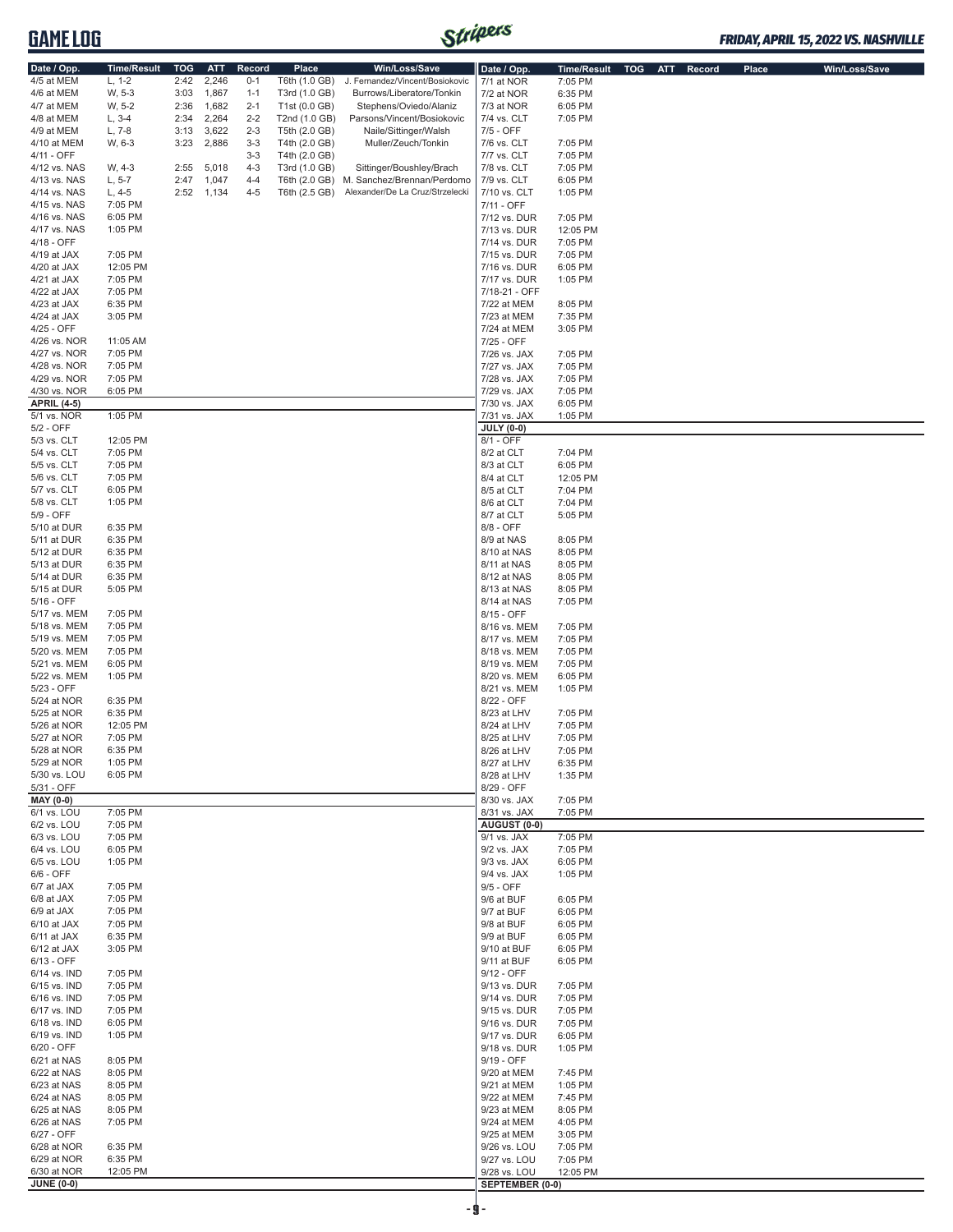# GAME LOG

**FRIDAY, APRIL 15, 2022 VS. NASHVILLE**

| Date / Opp. | Time/Result | TOG | ATT | Record | Place | Win/Loss/Save |
|---|---|---|---|---|---|---|
| 4/5 at MEM | L, 1-2 | 2:42 | 2,246 | 0-1 | T6th (1.0 GB) | J. Fernandez/Vincent/Bosiokovic |
| 4/6 at MEM | W, 5-3 | 3:03 | 1,867 | 1-1 | T3rd (1.0 GB) | Burrows/Liberatore/Tonkin |
| 4/7 at MEM | W, 5-2 | 2:36 | 1,682 | 2-1 | T1st (0.0 GB) | Stephens/Oviedo/Alaniz |
| 4/8 at MEM | L, 3-4 | 2:34 | 2,264 | 2-2 | T2nd (1.0 GB) | Parsons/Vincent/Bosiokovic |
| 4/9 at MEM | L, 7-8 | 3:13 | 3,622 | 2-3 | T5th (2.0 GB) | Naile/Sittinger/Walsh |
| 4/10 at MEM | W, 6-3 | 3:23 | 2,886 | 3-3 | T4th (2.0 GB) | Muller/Zeuch/Tonkin |
| 4/11 - OFF | | | | 3-3 | T4th (2.0 GB) | |
| 4/12 vs. NAS | W, 4-3 | 2:55 | 5,018 | 4-3 | T3rd (1.0 GB) | Sittinger/Boushley/Brach |
| 4/13 vs. NAS | L, 5-7 | 2:47 | 1,047 | 4-4 | T6th (2.0 GB) | M. Sanchez/Brennan/Perdomo |
| 4/14 vs. NAS | L, 4-5 | 2:52 | 1,134 | 4-5 | T6th (2.5 GB) | Alexander/De La Cruz/Strzelecki |
| 4/15 vs. NAS | 7:05 PM | | | | | |
| 4/16 vs. NAS | 6:05 PM | | | | | |
| 4/17 vs. NAS | 1:05 PM | | | | | |
| 4/18 - OFF | | | | | | |
| 4/19 at JAX | 7:05 PM | | | | | |
| 4/20 at JAX | 12:05 PM | | | | | |
| 4/21 at JAX | 7:05 PM | | | | | |
| 4/22 at JAX | 7:05 PM | | | | | |
| 4/23 at JAX | 6:35 PM | | | | | |
| 4/24 at JAX | 3:05 PM | | | | | |
| 4/25 - OFF | | | | | | |
| 4/26 vs. NOR | 11:05 AM | | | | | |
| 4/27 vs. NOR | 7:05 PM | | | | | |
| 4/28 vs. NOR | 7:05 PM | | | | | |
| 4/29 vs. NOR | 7:05 PM | | | | | |
| 4/30 vs. NOR | 6:05 PM | | | | | |
| **APRIL (4-5)** | | | | | | |
| 5/1 vs. NOR | 1:05 PM | | | | | |
| 5/2 - OFF | | | | | | |
| 5/3 vs. CLT | 12:05 PM | | | | | |
| 5/4 vs. CLT | 7:05 PM | | | | | |
| 5/5 vs. CLT | 7:05 PM | | | | | |
| 5/6 vs. CLT | 7:05 PM | | | | | |
| 5/7 vs. CLT | 6:05 PM | | | | | |
| 5/8 vs. CLT | 1:05 PM | | | | | |
| 5/9 - OFF | | | | | | |
| 5/10 at DUR | 6:35 PM | | | | | |
| 5/11 at DUR | 6:35 PM | | | | | |
| 5/12 at DUR | 6:35 PM | | | | | |
| 5/13 at DUR | 6:35 PM | | | | | |
| 5/14 at DUR | 6:35 PM | | | | | |
| 5/15 at DUR | 5:05 PM | | | | | |
| 5/16 - OFF | | | | | | |
| 5/17 vs. MEM | 7:05 PM | | | | | |
| 5/18 vs. MEM | 7:05 PM | | | | | |
| 5/19 vs. MEM | 7:05 PM | | | | | |
| 5/20 vs. MEM | 7:05 PM | | | | | |
| 5/21 vs. MEM | 6:05 PM | | | | | |
| 5/22 vs. MEM | 1:05 PM | | | | | |
| 5/23 - OFF | | | | | | |
| 5/24 at NOR | 6:35 PM | | | | | |
| 5/25 at NOR | 6:35 PM | | | | | |
| 5/26 at NOR | 12:05 PM | | | | | |
| 5/27 at NOR | 7:05 PM | | | | | |
| 5/28 at NOR | 6:35 PM | | | | | |
| 5/29 at NOR | 1:05 PM | | | | | |
| 5/30 vs. LOU | 6:05 PM | | | | | |
| 5/31 - OFF | | | | | | |
| **MAY (0-0)** | | | | | | |
| 6/1 vs. LOU | 7:05 PM | | | | | |
| 6/2 vs. LOU | 7:05 PM | | | | | |
| 6/3 vs. LOU | 7:05 PM | | | | | |
| 6/4 vs. LOU | 6:05 PM | | | | | |
| 6/5 vs. LOU | 1:05 PM | | | | | |
| 6/6 - OFF | | | | | | |
| 6/7 at JAX | 7:05 PM | | | | | |
| 6/8 at JAX | 7:05 PM | | | | | |
| 6/9 at JAX | 7:05 PM | | | | | |
| 6/10 at JAX | 7:05 PM | | | | | |
| 6/11 at JAX | 6:35 PM | | | | | |
| 6/12 at JAX | 3:05 PM | | | | | |
| 6/13 - OFF | | | | | | |
| 6/14 vs. IND | 7:05 PM | | | | | |
| 6/15 vs. IND | 7:05 PM | | | | | |
| 6/16 vs. IND | 7:05 PM | | | | | |
| 6/17 vs. IND | 7:05 PM | | | | | |
| 6/18 vs. IND | 6:05 PM | | | | | |
| 6/19 vs. IND | 1:05 PM | | | | | |
| 6/20 - OFF | | | | | | |
| 6/21 at NAS | 8:05 PM | | | | | |
| 6/22 at NAS | 8:05 PM | | | | | |
| 6/23 at NAS | 8:05 PM | | | | | |
| 6/24 at NAS | 8:05 PM | | | | | |
| 6/25 at NAS | 8:05 PM | | | | | |
| 6/26 at NAS | 7:05 PM | | | | | |
| 6/27 - OFF | | | | | | |
| 6/28 at NOR | 6:35 PM | | | | | |
| 6/29 at NOR | 6:35 PM | | | | | |
| 6/30 at NOR | 12:05 PM | | | | | |
| **JUNE (0-0)** | | | | | | |

| Date / Opp. | Time/Result | TOG | ATT | Record | Place | Win/Loss/Save |
|---|---|---|---|---|---|---|
| 7/1 at NOR | 7:05 PM | | | | | |
| 7/2 at NOR | 6:35 PM | | | | | |
| 7/3 at NOR | 6:05 PM | | | | | |
| 7/4 vs. CLT | 7:05 PM | | | | | |
| 7/5 - OFF | | | | | | |
| 7/6 vs. CLT | 7:05 PM | | | | | |
| 7/7 vs. CLT | 7:05 PM | | | | | |
| 7/8 vs. CLT | 7:05 PM | | | | | |
| 7/9 vs. CLT | 6:05 PM | | | | | |
| 7/10 vs. CLT | 1:05 PM | | | | | |
| 7/11 - OFF | | | | | | |
| 7/12 vs. DUR | 7:05 PM | | | | | |
| 7/13 vs. DUR | 12:05 PM | | | | | |
| 7/14 vs. DUR | 7:05 PM | | | | | |
| 7/15 vs. DUR | 7:05 PM | | | | | |
| 7/16 vs. DUR | 6:05 PM | | | | | |
| 7/17 vs. DUR | 1:05 PM | | | | | |
| 7/18-21 - OFF | | | | | | |
| 7/22 at MEM | 8:05 PM | | | | | |
| 7/23 at MEM | 7:35 PM | | | | | |
| 7/24 at MEM | 3:05 PM | | | | | |
| 7/25 - OFF | | | | | | |
| 7/26 vs. JAX | 7:05 PM | | | | | |
| 7/27 vs. JAX | 7:05 PM | | | | | |
| 7/28 vs. JAX | 7:05 PM | | | | | |
| 7/29 vs. JAX | 7:05 PM | | | | | |
| 7/30 vs. JAX | 6:05 PM | | | | | |
| 7/31 vs. JAX | 1:05 PM | | | | | |
| **JULY (0-0)** | | | | | | |
| 8/1 - OFF | | | | | | |
| 8/2 at CLT | 7:04 PM | | | | | |
| 8/3 at CLT | 6:05 PM | | | | | |
| 8/4 at CLT | 12:05 PM | | | | | |
| 8/5 at CLT | 7:04 PM | | | | | |
| 8/6 at CLT | 7:04 PM | | | | | |
| 8/7 at CLT | 5:05 PM | | | | | |
| 8/8 - OFF | | | | | | |
| 8/9 at NAS | 8:05 PM | | | | | |
| 8/10 at NAS | 8:05 PM | | | | | |
| 8/11 at NAS | 8:05 PM | | | | | |
| 8/12 at NAS | 8:05 PM | | | | | |
| 8/13 at NAS | 8:05 PM | | | | | |
| 8/14 at NAS | 7:05 PM | | | | | |
| 8/15 - OFF | | | | | | |
| 8/16 vs. MEM | 7:05 PM | | | | | |
| 8/17 vs. MEM | 7:05 PM | | | | | |
| 8/18 vs. MEM | 7:05 PM | | | | | |
| 8/19 vs. MEM | 7:05 PM | | | | | |
| 8/20 vs. MEM | 6:05 PM | | | | | |
| 8/21 vs. MEM | 1:05 PM | | | | | |
| 8/22 - OFF | | | | | | |
| 8/23 at LHV | 7:05 PM | | | | | |
| 8/24 at LHV | 7:05 PM | | | | | |
| 8/25 at LHV | 7:05 PM | | | | | |
| 8/26 at LHV | 7:05 PM | | | | | |
| 8/27 at LHV | 6:35 PM | | | | | |
| 8/28 at LHV | 1:35 PM | | | | | |
| 8/29 - OFF | | | | | | |
| 8/30 vs. JAX | 7:05 PM | | | | | |
| 8/31 vs. JAX | 7:05 PM | | | | | |
| **AUGUST (0-0)** | | | | | | |
| 9/1 vs. JAX | 7:05 PM | | | | | |
| 9/2 vs. JAX | 7:05 PM | | | | | |
| 9/3 vs. JAX | 6:05 PM | | | | | |
| 9/4 vs. JAX | 1:05 PM | | | | | |
| 9/5 - OFF | | | | | | |
| 9/6 at BUF | 6:05 PM | | | | | |
| 9/7 at BUF | 6:05 PM | | | | | |
| 9/8 at BUF | 6:05 PM | | | | | |
| 9/9 at BUF | 6:05 PM | | | | | |
| 9/10 at BUF | 6:05 PM | | | | | |
| 9/11 at BUF | 6:05 PM | | | | | |
| 9/12 - OFF | | | | | | |
| 9/13 vs. DUR | 7:05 PM | | | | | |
| 9/14 vs. DUR | 7:05 PM | | | | | |
| 9/15 vs. DUR | 7:05 PM | | | | | |
| 9/16 vs. DUR | 7:05 PM | | | | | |
| 9/17 vs. DUR | 6:05 PM | | | | | |
| 9/18 vs. DUR | 1:05 PM | | | | | |
| 9/19 - OFF | | | | | | |
| 9/20 at MEM | 7:45 PM | | | | | |
| 9/21 at MEM | 1:05 PM | | | | | |
| 9/22 at MEM | 7:45 PM | | | | | |
| 9/23 at MEM | 8:05 PM | | | | | |
| 9/24 at MEM | 4:05 PM | | | | | |
| 9/25 at MEM | 3:05 PM | | | | | |
| 9/26 vs. LOU | 7:05 PM | | | | | |
| 9/27 vs. LOU | 7:05 PM | | | | | |
| 9/28 vs. LOU | 12:05 PM | | | | | |
| **SEPTEMBER (0-0)** | | | | | | |